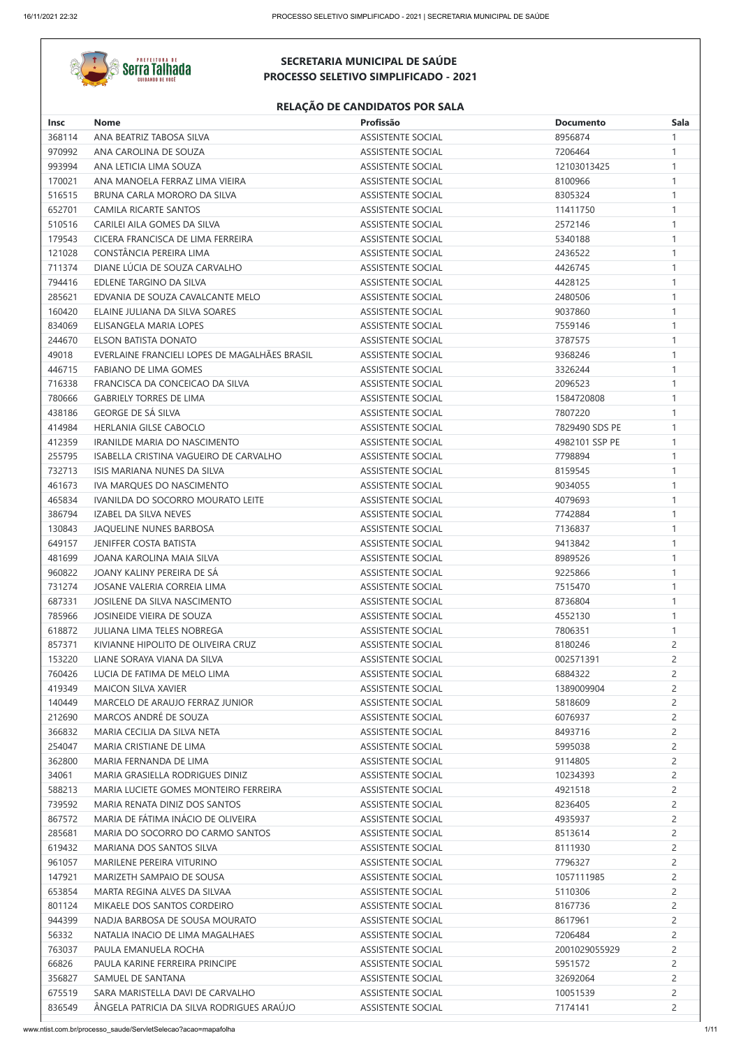## SECRETARIA MUNICIPAL DE SAÚDE
## PROCESSO SELETIVO SIMPLIFICADO - 2021

### RELAÇÃO DE CANDIDATOS POR SALA

| Insc | Nome | Profissão | Documento | Sala |
|---|---|---|---|---|
| 368114 | ANA BEATRIZ TABOSA SILVA | ASSISTENTE SOCIAL | 8956874 | 1 |
| 970992 | ANA CAROLINA DE SOUZA | ASSISTENTE SOCIAL | 7206464 | 1 |
| 993994 | ANA LETICIA LIMA SOUZA | ASSISTENTE SOCIAL | 12103013425 | 1 |
| 170021 | ANA MANOELA FERRAZ LIMA VIEIRA | ASSISTENTE SOCIAL | 8100966 | 1 |
| 516515 | BRUNA CARLA MORORO DA SILVA | ASSISTENTE SOCIAL | 8305324 | 1 |
| 652701 | CAMILA RICARTE SANTOS | ASSISTENTE SOCIAL | 11411750 | 1 |
| 510516 | CARILEI AILA GOMES DA SILVA | ASSISTENTE SOCIAL | 2572146 | 1 |
| 179543 | CICERA FRANCISCA DE LIMA FERREIRA | ASSISTENTE SOCIAL | 5340188 | 1 |
| 121028 | CONSTÂNCIA PEREIRA LIMA | ASSISTENTE SOCIAL | 2436522 | 1 |
| 711374 | DIANE LÚCIA DE SOUZA CARVALHO | ASSISTENTE SOCIAL | 4426745 | 1 |
| 794416 | EDLENE TARGINO DA SILVA | ASSISTENTE SOCIAL | 4428125 | 1 |
| 285621 | EDVANIA DE SOUZA CAVALCANTE MELO | ASSISTENTE SOCIAL | 2480506 | 1 |
| 160420 | ELAINE JULIANA DA SILVA SOARES | ASSISTENTE SOCIAL | 9037860 | 1 |
| 834069 | ELISANGELA MARIA LOPES | ASSISTENTE SOCIAL | 7559146 | 1 |
| 244670 | ELSON BATISTA DONATO | ASSISTENTE SOCIAL | 3787575 | 1 |
| 49018 | EVERLAINE FRANCIELI LOPES DE MAGALHÃES BRASIL | ASSISTENTE SOCIAL | 9368246 | 1 |
| 446715 | FABIANO DE LIMA GOMES | ASSISTENTE SOCIAL | 3326244 | 1 |
| 716338 | FRANCISCA DA CONCEICAO DA SILVA | ASSISTENTE SOCIAL | 2096523 | 1 |
| 780666 | GABRIELY TORRES DE LIMA | ASSISTENTE SOCIAL | 1584720808 | 1 |
| 438186 | GEORGE DE SÁ SILVA | ASSISTENTE SOCIAL | 7807220 | 1 |
| 414984 | HERLANIA GILSE CABOCLO | ASSISTENTE SOCIAL | 7829490 SDS PE | 1 |
| 412359 | IRANILDE MARIA DO NASCIMENTO | ASSISTENTE SOCIAL | 4982101 SSP PE | 1 |
| 255795 | ISABELLA CRISTINA VAGUEIRO DE CARVALHO | ASSISTENTE SOCIAL | 7798894 | 1 |
| 732713 | ISIS MARIANA NUNES DA SILVA | ASSISTENTE SOCIAL | 8159545 | 1 |
| 461673 | IVA MARQUES DO NASCIMENTO | ASSISTENTE SOCIAL | 9034055 | 1 |
| 465834 | IVANILDA DO SOCORRO MOURATO LEITE | ASSISTENTE SOCIAL | 4079693 | 1 |
| 386794 | IZABEL DA SILVA NEVES | ASSISTENTE SOCIAL | 7742884 | 1 |
| 130843 | JAQUELINE NUNES BARBOSA | ASSISTENTE SOCIAL | 7136837 | 1 |
| 649157 | JENIFFER COSTA BATISTA | ASSISTENTE SOCIAL | 9413842 | 1 |
| 481699 | JOANA KAROLINA MAIA SILVA | ASSISTENTE SOCIAL | 8989526 | 1 |
| 960822 | JOANY KALINY PEREIRA DE SÁ | ASSISTENTE SOCIAL | 9225866 | 1 |
| 731274 | JOSANE VALERIA CORREIA LIMA | ASSISTENTE SOCIAL | 7515470 | 1 |
| 687331 | JOSILENE DA SILVA NASCIMENTO | ASSISTENTE SOCIAL | 8736804 | 1 |
| 785966 | JOSINEIDE VIEIRA DE SOUZA | ASSISTENTE SOCIAL | 4552130 | 1 |
| 618872 | JULIANA LIMA TELES NOBREGA | ASSISTENTE SOCIAL | 7806351 | 1 |
| 857371 | KIVIANNE HIPOLITO DE OLIVEIRA CRUZ | ASSISTENTE SOCIAL | 8180246 | 2 |
| 153220 | LIANE SORAYA VIANA DA SILVA | ASSISTENTE SOCIAL | 002571391 | 2 |
| 760426 | LUCIA DE FATIMA DE MELO LIMA | ASSISTENTE SOCIAL | 6884322 | 2 |
| 419349 | MAICON SILVA XAVIER | ASSISTENTE SOCIAL | 1389009904 | 2 |
| 140449 | MARCELO DE ARAUJO FERRAZ JUNIOR | ASSISTENTE SOCIAL | 5818609 | 2 |
| 212690 | MARCOS ANDRÉ DE SOUZA | ASSISTENTE SOCIAL | 6076937 | 2 |
| 366832 | MARIA CECILIA DA SILVA NETA | ASSISTENTE SOCIAL | 8493716 | 2 |
| 254047 | MARIA CRISTIANE DE LIMA | ASSISTENTE SOCIAL | 5995038 | 2 |
| 362800 | MARIA FERNANDA DE LIMA | ASSISTENTE SOCIAL | 9114805 | 2 |
| 34061 | MARIA GRASIELLA RODRIGUES DINIZ | ASSISTENTE SOCIAL | 10234393 | 2 |
| 588213 | MARIA LUCIETE GOMES MONTEIRO FERREIRA | ASSISTENTE SOCIAL | 4921518 | 2 |
| 739592 | MARIA RENATA DINIZ DOS SANTOS | ASSISTENTE SOCIAL | 8236405 | 2 |
| 867572 | MARIA DE FÁTIMA INÁCIO DE OLIVEIRA | ASSISTENTE SOCIAL | 4935937 | 2 |
| 285681 | MARIA DO SOCORRO DO CARMO SANTOS | ASSISTENTE SOCIAL | 8513614 | 2 |
| 619432 | MARIANA DOS SANTOS SILVA | ASSISTENTE SOCIAL | 8111930 | 2 |
| 961057 | MARILENE PEREIRA VITURINO | ASSISTENTE SOCIAL | 7796327 | 2 |
| 147921 | MARIZETH SAMPAIO DE SOUSA | ASSISTENTE SOCIAL | 1057111985 | 2 |
| 653854 | MARTA REGINA ALVES DA SILVAA | ASSISTENTE SOCIAL | 5110306 | 2 |
| 801124 | MIKAELE DOS SANTOS CORDEIRO | ASSISTENTE SOCIAL | 8167736 | 2 |
| 944399 | NADJA BARBOSA DE SOUSA MOURATO | ASSISTENTE SOCIAL | 8617961 | 2 |
| 56332 | NATALIA INACIO DE LIMA MAGALHAES | ASSISTENTE SOCIAL | 7206484 | 2 |
| 763037 | PAULA EMANUELA ROCHA | ASSISTENTE SOCIAL | 2001029055929 | 2 |
| 66826 | PAULA KARINE FERREIRA PRINCIPE | ASSISTENTE SOCIAL | 5951572 | 2 |
| 356827 | SAMUEL DE SANTANA | ASSISTENTE SOCIAL | 32692064 | 2 |
| 675519 | SARA MARISTELLA DAVI DE CARVALHO | ASSISTENTE SOCIAL | 10051539 | 2 |
| 836549 | ÂNGELA PATRICIA DA SILVA RODRIGUES ARAÚJO | ASSISTENTE SOCIAL | 7174141 | 2 |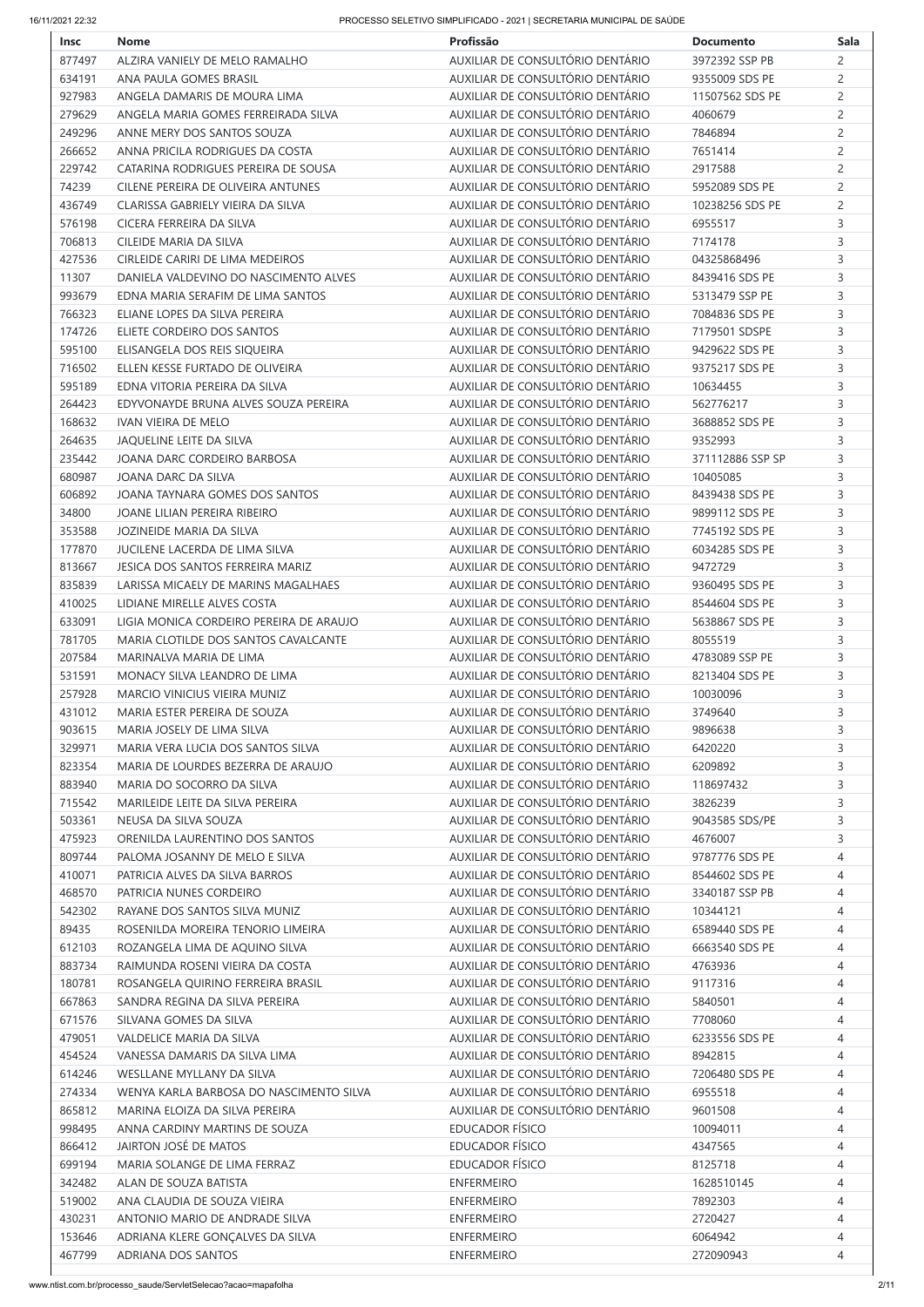| Insc | Nome | Profissão | Documento | Sala |
|---|---|---|---|---|
| 877497 | ALZIRA VANIELY DE MELO RAMALHO | AUXILIAR DE CONSULTÓRIO DENTÁRIO | 3972392 SSP PB | 2 |
| 634191 | ANA PAULA GOMES BRASIL | AUXILIAR DE CONSULTÓRIO DENTÁRIO | 9355009 SDS PE | 2 |
| 927983 | ANGELA DAMARIS DE MOURA LIMA | AUXILIAR DE CONSULTÓRIO DENTÁRIO | 11507562 SDS PE | 2 |
| 279629 | ANGELA MARIA GOMES FERREIRADA SILVA | AUXILIAR DE CONSULTÓRIO DENTÁRIO | 4060679 | 2 |
| 249296 | ANNE MERY DOS SANTOS SOUZA | AUXILIAR DE CONSULTÓRIO DENTÁRIO | 7846894 | 2 |
| 266652 | ANNA PRICILA RODRIGUES DA COSTA | AUXILIAR DE CONSULTÓRIO DENTÁRIO | 7651414 | 2 |
| 229742 | CATARINA RODRIGUES PEREIRA DE SOUSA | AUXILIAR DE CONSULTÓRIO DENTÁRIO | 2917588 | 2 |
| 74239 | CILENE PEREIRA DE OLIVEIRA ANTUNES | AUXILIAR DE CONSULTÓRIO DENTÁRIO | 5952089 SDS PE | 2 |
| 436749 | CLARISSA GABRIELY VIEIRA DA SILVA | AUXILIAR DE CONSULTÓRIO DENTÁRIO | 10238256 SDS PE | 2 |
| 576198 | CICERA FERREIRA DA SILVA | AUXILIAR DE CONSULTÓRIO DENTÁRIO | 6955517 | 3 |
| 706813 | CILEIDE MARIA DA SILVA | AUXILIAR DE CONSULTÓRIO DENTÁRIO | 7174178 | 3 |
| 427536 | CIRLEIDE CARIRI DE LIMA MEDEIROS | AUXILIAR DE CONSULTÓRIO DENTÁRIO | 04325868496 | 3 |
| 11307 | DANIELA VALDEVINO DO NASCIMENTO ALVES | AUXILIAR DE CONSULTÓRIO DENTÁRIO | 8439416 SDS PE | 3 |
| 993679 | EDNA MARIA SERAFIM DE LIMA SANTOS | AUXILIAR DE CONSULTÓRIO DENTÁRIO | 5313479 SSP PE | 3 |
| 766323 | ELIANE LOPES DA SILVA PEREIRA | AUXILIAR DE CONSULTÓRIO DENTÁRIO | 7084836 SDS PE | 3 |
| 174726 | ELIETE CORDEIRO DOS SANTOS | AUXILIAR DE CONSULTÓRIO DENTÁRIO | 7179501 SDSPE | 3 |
| 595100 | ELISANGELA DOS REIS SIQUEIRA | AUXILIAR DE CONSULTÓRIO DENTÁRIO | 9429622 SDS PE | 3 |
| 716502 | ELLEN KESSE FURTADO DE OLIVEIRA | AUXILIAR DE CONSULTÓRIO DENTÁRIO | 9375217 SDS PE | 3 |
| 595189 | EDNA VITORIA PEREIRA DA SILVA | AUXILIAR DE CONSULTÓRIO DENTÁRIO | 10634455 | 3 |
| 264423 | EDYVONAYDE BRUNA ALVES SOUZA PEREIRA | AUXILIAR DE CONSULTÓRIO DENTÁRIO | 562776217 | 3 |
| 168632 | IVAN VIEIRA DE MELO | AUXILIAR DE CONSULTÓRIO DENTÁRIO | 3688852 SDS PE | 3 |
| 264635 | JAQUELINE LEITE DA SILVA | AUXILIAR DE CONSULTÓRIO DENTÁRIO | 9352993 | 3 |
| 235442 | JOANA DARC CORDEIRO BARBOSA | AUXILIAR DE CONSULTÓRIO DENTÁRIO | 371112886 SSP SP | 3 |
| 680987 | JOANA DARC DA SILVA | AUXILIAR DE CONSULTÓRIO DENTÁRIO | 10405085 | 3 |
| 606892 | JOANA TAYNARA GOMES DOS SANTOS | AUXILIAR DE CONSULTÓRIO DENTÁRIO | 8439438 SDS PE | 3 |
| 34800 | JOANE LILIAN PEREIRA RIBEIRO | AUXILIAR DE CONSULTÓRIO DENTÁRIO | 9899112 SDS PE | 3 |
| 353588 | JOZINEIDE MARIA DA SILVA | AUXILIAR DE CONSULTÓRIO DENTÁRIO | 7745192 SDS PE | 3 |
| 177870 | JUCILENE LACERDA DE LIMA SILVA | AUXILIAR DE CONSULTÓRIO DENTÁRIO | 6034285 SDS PE | 3 |
| 813667 | JESICA DOS SANTOS FERREIRA MARIZ | AUXILIAR DE CONSULTÓRIO DENTÁRIO | 9472729 | 3 |
| 835839 | LARISSA MICAELY DE MARINS MAGALHAES | AUXILIAR DE CONSULTÓRIO DENTÁRIO | 9360495 SDS PE | 3 |
| 410025 | LIDIANE MIRELLE ALVES COSTA | AUXILIAR DE CONSULTÓRIO DENTÁRIO | 8544604 SDS PE | 3 |
| 633091 | LIGIA MONICA CORDEIRO PEREIRA DE ARAUJO | AUXILIAR DE CONSULTÓRIO DENTÁRIO | 5638867 SDS PE | 3 |
| 781705 | MARIA CLOTILDE DOS SANTOS CAVALCANTE | AUXILIAR DE CONSULTÓRIO DENTÁRIO | 8055519 | 3 |
| 207584 | MARINALVA MARIA DE LIMA | AUXILIAR DE CONSULTÓRIO DENTÁRIO | 4783089 SSP PE | 3 |
| 531591 | MONACY SILVA LEANDRO DE LIMA | AUXILIAR DE CONSULTÓRIO DENTÁRIO | 8213404 SDS PE | 3 |
| 257928 | MARCIO VINICIUS VIEIRA MUNIZ | AUXILIAR DE CONSULTÓRIO DENTÁRIO | 10030096 | 3 |
| 431012 | MARIA ESTER PEREIRA DE SOUZA | AUXILIAR DE CONSULTÓRIO DENTÁRIO | 3749640 | 3 |
| 903615 | MARIA JOSELY DE LIMA SILVA | AUXILIAR DE CONSULTÓRIO DENTÁRIO | 9896638 | 3 |
| 329971 | MARIA VERA LUCIA DOS SANTOS SILVA | AUXILIAR DE CONSULTÓRIO DENTÁRIO | 6420220 | 3 |
| 823354 | MARIA DE LOURDES BEZERRA DE ARAUJO | AUXILIAR DE CONSULTÓRIO DENTÁRIO | 6209892 | 3 |
| 883940 | MARIA DO SOCORRO DA SILVA | AUXILIAR DE CONSULTÓRIO DENTÁRIO | 118697432 | 3 |
| 715542 | MARILEIDE LEITE DA SILVA PEREIRA | AUXILIAR DE CONSULTÓRIO DENTÁRIO | 3826239 | 3 |
| 503361 | NEUSA DA SILVA SOUZA | AUXILIAR DE CONSULTÓRIO DENTÁRIO | 9043585 SDS/PE | 3 |
| 475923 | ORENILDA LAURENTINO DOS SANTOS | AUXILIAR DE CONSULTÓRIO DENTÁRIO | 4676007 | 3 |
| 809744 | PALOMA JOSANNY DE MELO E SILVA | AUXILIAR DE CONSULTÓRIO DENTÁRIO | 9787776 SDS PE | 4 |
| 410071 | PATRICIA ALVES DA SILVA BARROS | AUXILIAR DE CONSULTÓRIO DENTÁRIO | 8544602 SDS PE | 4 |
| 468570 | PATRICIA NUNES CORDEIRO | AUXILIAR DE CONSULTÓRIO DENTÁRIO | 3340187 SSP PB | 4 |
| 542302 | RAYANE DOS SANTOS SILVA MUNIZ | AUXILIAR DE CONSULTÓRIO DENTÁRIO | 10344121 | 4 |
| 89435 | ROSENILDA MOREIRA TENORIO LIMEIRA | AUXILIAR DE CONSULTÓRIO DENTÁRIO | 6589440 SDS PE | 4 |
| 612103 | ROZANGELA LIMA DE AQUINO SILVA | AUXILIAR DE CONSULTÓRIO DENTÁRIO | 6663540 SDS PE | 4 |
| 883734 | RAIMUNDA ROSENI VIEIRA DA COSTA | AUXILIAR DE CONSULTÓRIO DENTÁRIO | 4763936 | 4 |
| 180781 | ROSANGELA QUIRINO FERREIRA BRASIL | AUXILIAR DE CONSULTÓRIO DENTÁRIO | 9117316 | 4 |
| 667863 | SANDRA REGINA DA SILVA PEREIRA | AUXILIAR DE CONSULTÓRIO DENTÁRIO | 5840501 | 4 |
| 671576 | SILVANA GOMES DA SILVA | AUXILIAR DE CONSULTÓRIO DENTÁRIO | 7708060 | 4 |
| 479051 | VALDELICE MARIA DA SILVA | AUXILIAR DE CONSULTÓRIO DENTÁRIO | 6233556 SDS PE | 4 |
| 454524 | VANESSA DAMARIS DA SILVA LIMA | AUXILIAR DE CONSULTÓRIO DENTÁRIO | 8942815 | 4 |
| 614246 | WESLLANE MYLLANY DA SILVA | AUXILIAR DE CONSULTÓRIO DENTÁRIO | 7206480 SDS PE | 4 |
| 274334 | WENYA KARLA BARBOSA DO NASCIMENTO SILVA | AUXILIAR DE CONSULTÓRIO DENTÁRIO | 6955518 | 4 |
| 865812 | MARINA ELOIZA DA SILVA PEREIRA | AUXILIAR DE CONSULTÓRIO DENTÁRIO | 9601508 | 4 |
| 998495 | ANNA CARDINY MARTINS DE SOUZA | EDUCADOR FÍSICO | 10094011 | 4 |
| 866412 | JAIRTON JOSÉ DE MATOS | EDUCADOR FÍSICO | 4347565 | 4 |
| 699194 | MARIA SOLANGE DE LIMA FERRAZ | EDUCADOR FÍSICO | 8125718 | 4 |
| 342482 | ALAN DE SOUZA BATISTA | ENFERMEIRO | 1628510145 | 4 |
| 519002 | ANA CLAUDIA DE SOUZA VIEIRA | ENFERMEIRO | 7892303 | 4 |
| 430231 | ANTONIO MARIO DE ANDRADE SILVA | ENFERMEIRO | 2720427 | 4 |
| 153646 | ADRIANA KLERE GONÇALVES DA SILVA | ENFERMEIRO | 6064942 | 4 |
| 467799 | ADRIANA DOS SANTOS | ENFERMEIRO | 272090943 | 4 |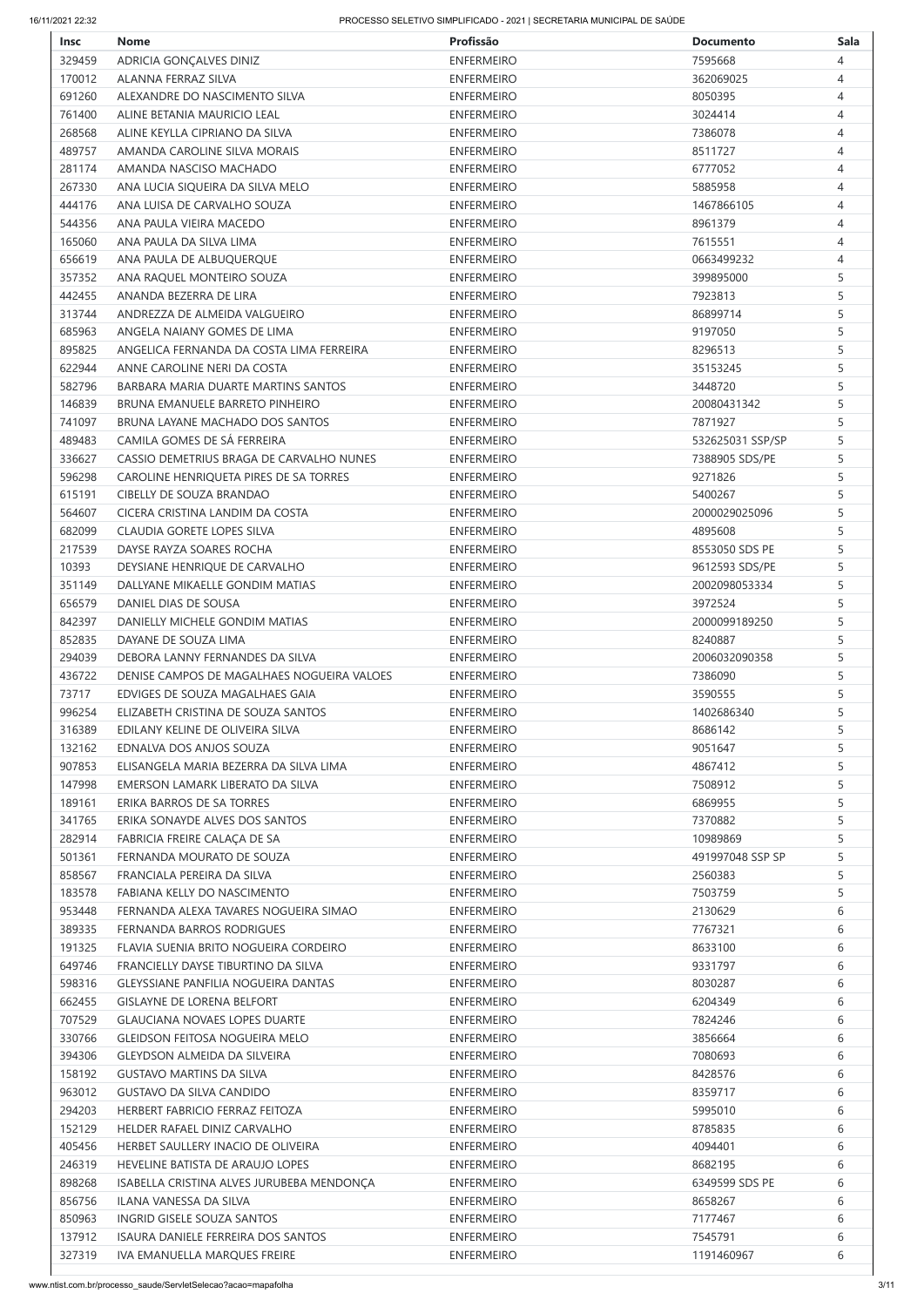| Insc | Nome | Profissão | Documento | Sala |
|---|---|---|---|---|
| 329459 | ADRICIA GONÇALVES DINIZ | ENFERMEIRO | 7595668 | 4 |
| 170012 | ALANNA FERRAZ SILVA | ENFERMEIRO | 362069025 | 4 |
| 691260 | ALEXANDRE DO NASCIMENTO SILVA | ENFERMEIRO | 8050395 | 4 |
| 761400 | ALINE BETANIA MAURICIO LEAL | ENFERMEIRO | 3024414 | 4 |
| 268568 | ALINE KEYLLA CIPRIANO DA SILVA | ENFERMEIRO | 7386078 | 4 |
| 489757 | AMANDA CAROLINE SILVA MORAIS | ENFERMEIRO | 8511727 | 4 |
| 281174 | AMANDA NASCISO MACHADO | ENFERMEIRO | 6777052 | 4 |
| 267330 | ANA LUCIA SIQUEIRA DA SILVA MELO | ENFERMEIRO | 5885958 | 4 |
| 444176 | ANA LUISA DE CARVALHO SOUZA | ENFERMEIRO | 1467866105 | 4 |
| 544356 | ANA PAULA VIEIRA MACEDO | ENFERMEIRO | 8961379 | 4 |
| 165060 | ANA PAULA DA SILVA LIMA | ENFERMEIRO | 7615551 | 4 |
| 656619 | ANA PAULA DE ALBUQUERQUE | ENFERMEIRO | 0663499232 | 4 |
| 357352 | ANA RAQUEL MONTEIRO SOUZA | ENFERMEIRO | 399895000 | 5 |
| 442455 | ANANDA BEZERRA DE LIRA | ENFERMEIRO | 7923813 | 5 |
| 313744 | ANDREZZA DE ALMEIDA VALGUEIRO | ENFERMEIRO | 86899714 | 5 |
| 685963 | ANGELA NAIANY GOMES DE LIMA | ENFERMEIRO | 9197050 | 5 |
| 895825 | ANGELICA FERNANDA DA COSTA LIMA FERREIRA | ENFERMEIRO | 8296513 | 5 |
| 622944 | ANNE CAROLINE NERI DA COSTA | ENFERMEIRO | 35153245 | 5 |
| 582796 | BARBARA MARIA DUARTE MARTINS SANTOS | ENFERMEIRO | 3448720 | 5 |
| 146839 | BRUNA EMANUELE BARRETO PINHEIRO | ENFERMEIRO | 20080431342 | 5 |
| 741097 | BRUNA LAYANE MACHADO DOS SANTOS | ENFERMEIRO | 7871927 | 5 |
| 489483 | CAMILA GOMES DE SÁ FERREIRA | ENFERMEIRO | 532625031 SSP/SP | 5 |
| 336627 | CASSIO DEMETRIUS BRAGA DE CARVALHO NUNES | ENFERMEIRO | 7388905 SDS/PE | 5 |
| 596298 | CAROLINE HENRIQUETA PIRES DE SA TORRES | ENFERMEIRO | 9271826 | 5 |
| 615191 | CIBELLY DE SOUZA BRANDAO | ENFERMEIRO | 5400267 | 5 |
| 564607 | CICERA CRISTINA LANDIM DA COSTA | ENFERMEIRO | 2000029025096 | 5 |
| 682099 | CLAUDIA GORETE LOPES SILVA | ENFERMEIRO | 4895608 | 5 |
| 217539 | DAYSE RAYZA SOARES ROCHA | ENFERMEIRO | 8553050 SDS PE | 5 |
| 10393 | DEYSIANE HENRIQUE DE CARVALHO | ENFERMEIRO | 9612593 SDS/PE | 5 |
| 351149 | DALLYANE MIKAELLE GONDIM MATIAS | ENFERMEIRO | 2002098053334 | 5 |
| 656579 | DANIEL DIAS DE SOUSA | ENFERMEIRO | 3972524 | 5 |
| 842397 | DANIELLY MICHELE GONDIM MATIAS | ENFERMEIRO | 2000099189250 | 5 |
| 852835 | DAYANE DE SOUZA LIMA | ENFERMEIRO | 8240887 | 5 |
| 294039 | DEBORA LANNY FERNANDES DA SILVA | ENFERMEIRO | 2006032090358 | 5 |
| 436722 | DENISE CAMPOS DE MAGALHAES NOGUEIRA VALOES | ENFERMEIRO | 7386090 | 5 |
| 73717 | EDVIGES DE SOUZA MAGALHAES GAIA | ENFERMEIRO | 3590555 | 5 |
| 996254 | ELIZABETH CRISTINA DE SOUZA SANTOS | ENFERMEIRO | 1402686340 | 5 |
| 316389 | EDILANY KELINE DE OLIVEIRA SILVA | ENFERMEIRO | 8686142 | 5 |
| 132162 | EDNALVA DOS ANJOS SOUZA | ENFERMEIRO | 9051647 | 5 |
| 907853 | ELISANGELA MARIA BEZERRA DA SILVA LIMA | ENFERMEIRO | 4867412 | 5 |
| 147998 | EMERSON LAMARK LIBERATO DA SILVA | ENFERMEIRO | 7508912 | 5 |
| 189161 | ERIKA BARROS DE SA TORRES | ENFERMEIRO | 6869955 | 5 |
| 341765 | ERIKA SONAYDE ALVES DOS SANTOS | ENFERMEIRO | 7370882 | 5 |
| 282914 | FABRICIA FREIRE CALAÇA DE SA | ENFERMEIRO | 10989869 | 5 |
| 501361 | FERNANDA MOURATO DE SOUZA | ENFERMEIRO | 491997048 SSP SP | 5 |
| 858567 | FRANCIALA PEREIRA DA SILVA | ENFERMEIRO | 2560383 | 5 |
| 183578 | FABIANA KELLY DO NASCIMENTO | ENFERMEIRO | 7503759 | 5 |
| 953448 | FERNANDA ALEXA TAVARES NOGUEIRA SIMAO | ENFERMEIRO | 2130629 | 6 |
| 389335 | FERNANDA BARROS RODRIGUES | ENFERMEIRO | 7767321 | 6 |
| 191325 | FLAVIA SUENIA BRITO NOGUEIRA CORDEIRO | ENFERMEIRO | 8633100 | 6 |
| 649746 | FRANCIELLY DAYSE TIBURTINO DA SILVA | ENFERMEIRO | 9331797 | 6 |
| 598316 | GLEYSSIANE PANFILIA NOGUEIRA DANTAS | ENFERMEIRO | 8030287 | 6 |
| 662455 | GISLAYNE DE LORENA BELFORT | ENFERMEIRO | 6204349 | 6 |
| 707529 | GLAUCIANA NOVAES LOPES DUARTE | ENFERMEIRO | 7824246 | 6 |
| 330766 | GLEIDSON FEITOSA NOGUEIRA MELO | ENFERMEIRO | 3856664 | 6 |
| 394306 | GLEYDSON ALMEIDA DA SILVEIRA | ENFERMEIRO | 7080693 | 6 |
| 158192 | GUSTAVO MARTINS DA SILVA | ENFERMEIRO | 8428576 | 6 |
| 963012 | GUSTAVO DA SILVA CANDIDO | ENFERMEIRO | 8359717 | 6 |
| 294203 | HERBERT FABRICIO FERRAZ FEITOZA | ENFERMEIRO | 5995010 | 6 |
| 152129 | HELDER RAFAEL DINIZ CARVALHO | ENFERMEIRO | 8785835 | 6 |
| 405456 | HERBET SAULLERY INACIO DE OLIVEIRA | ENFERMEIRO | 4094401 | 6 |
| 246319 | HEVELINE BATISTA DE ARAUJO LOPES | ENFERMEIRO | 8682195 | 6 |
| 898268 | ISABELLA CRISTINA ALVES JURUBEBA MENDONÇA | ENFERMEIRO | 6349599 SDS PE | 6 |
| 856756 | ILANA VANESSA DA SILVA | ENFERMEIRO | 8658267 | 6 |
| 850963 | INGRID GISELE SOUZA SANTOS | ENFERMEIRO | 7177467 | 6 |
| 137912 | ISAURA DANIELE FERREIRA DOS SANTOS | ENFERMEIRO | 7545791 | 6 |
| 327319 | IVA EMANUELLA MARQUES FREIRE | ENFERMEIRO | 1191460967 | 6 |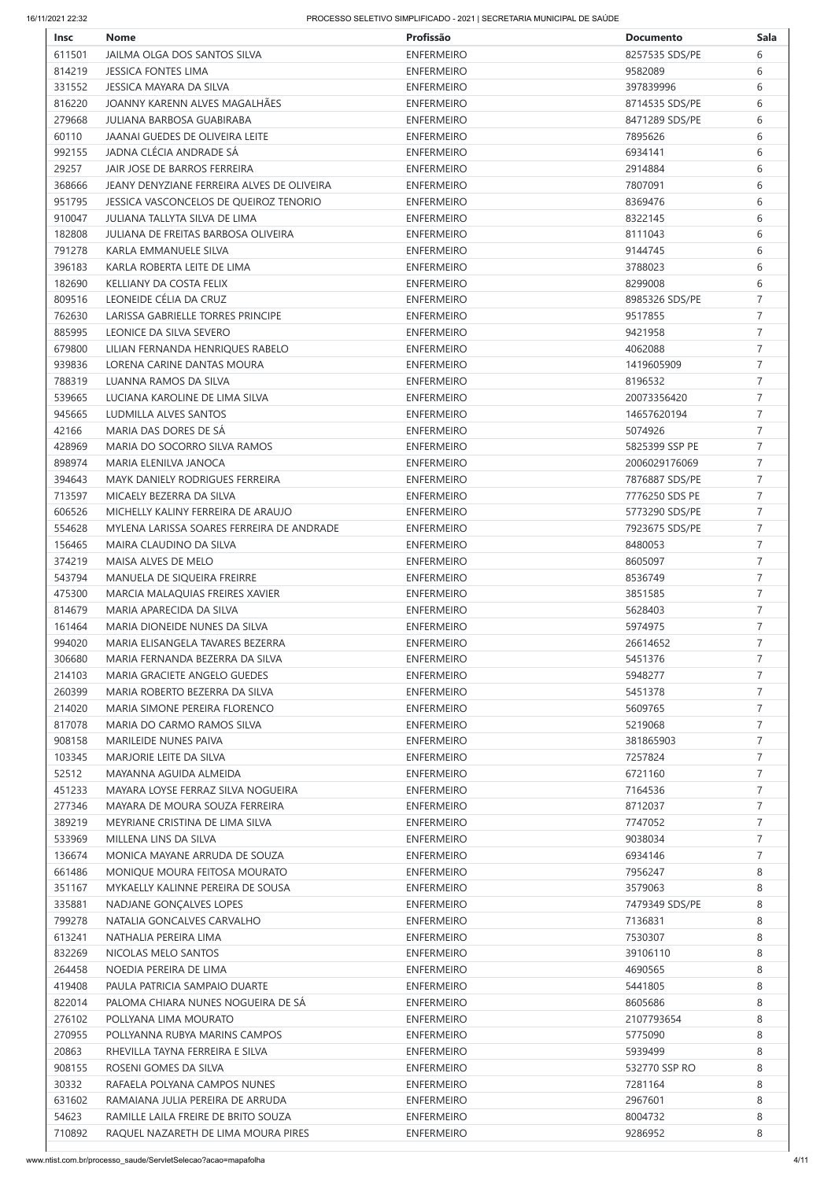| Insc | Nome | Profissão | Documento | Sala |
|---|---|---|---|---|
| 611501 | JAILMA OLGA DOS SANTOS SILVA | ENFERMEIRO | 8257535 SDS/PE | 6 |
| 814219 | JESSICA FONTES LIMA | ENFERMEIRO | 9582089 | 6 |
| 331552 | JESSICA MAYARA DA SILVA | ENFERMEIRO | 397839996 | 6 |
| 816220 | JOANNY KARENN ALVES MAGALHÃES | ENFERMEIRO | 8714535 SDS/PE | 6 |
| 279668 | JULIANA BARBOSA GUABIRABA | ENFERMEIRO | 8471289 SDS/PE | 6 |
| 60110 | JAANAI GUEDES DE OLIVEIRA LEITE | ENFERMEIRO | 7895626 | 6 |
| 992155 | JADNA CLÉCIA ANDRADE SÁ | ENFERMEIRO | 6934141 | 6 |
| 29257 | JAIR JOSE DE BARROS FERREIRA | ENFERMEIRO | 2914884 | 6 |
| 368666 | JEANY DENYZIANE FERREIRA ALVES DE OLIVEIRA | ENFERMEIRO | 7807091 | 6 |
| 951795 | JESSICA VASCONCELOS DE QUEIROZ TENORIO | ENFERMEIRO | 8369476 | 6 |
| 910047 | JULIANA TALLYTA SILVA DE LIMA | ENFERMEIRO | 8322145 | 6 |
| 182808 | JULIANA DE FREITAS BARBOSA OLIVEIRA | ENFERMEIRO | 8111043 | 6 |
| 791278 | KARLA EMMANUELE SILVA | ENFERMEIRO | 9144745 | 6 |
| 396183 | KARLA ROBERTA LEITE DE LIMA | ENFERMEIRO | 3788023 | 6 |
| 182690 | KELLIANY DA COSTA FELIX | ENFERMEIRO | 8299008 | 6 |
| 809516 | LEONEIDE CÉLIA DA CRUZ | ENFERMEIRO | 8985326 SDS/PE | 7 |
| 762630 | LARISSA GABRIELLE TORRES PRINCIPE | ENFERMEIRO | 9517855 | 7 |
| 885995 | LEONICE DA SILVA SEVERO | ENFERMEIRO | 9421958 | 7 |
| 679800 | LILIAN FERNANDA HENRIQUES RABELO | ENFERMEIRO | 4062088 | 7 |
| 939836 | LORENA CARINE DANTAS MOURA | ENFERMEIRO | 1419605909 | 7 |
| 788319 | LUANNA RAMOS DA SILVA | ENFERMEIRO | 8196532 | 7 |
| 539665 | LUCIANA KAROLINE DE LIMA SILVA | ENFERMEIRO | 20073356420 | 7 |
| 945665 | LUDMILLA ALVES SANTOS | ENFERMEIRO | 14657620194 | 7 |
| 42166 | MARIA DAS DORES DE SÁ | ENFERMEIRO | 5074926 | 7 |
| 428969 | MARIA DO SOCORRO SILVA RAMOS | ENFERMEIRO | 5825399 SSP PE | 7 |
| 898974 | MARIA ELENILVA JANOCA | ENFERMEIRO | 2006029176069 | 7 |
| 394643 | MAYK DANIELY RODRIGUES FERREIRA | ENFERMEIRO | 7876887 SDS/PE | 7 |
| 713597 | MICAELY BEZERRA DA SILVA | ENFERMEIRO | 7776250 SDS PE | 7 |
| 606526 | MICHELLY KALINY FERREIRA DE ARAUJO | ENFERMEIRO | 5773290 SDS/PE | 7 |
| 554628 | MYLENA LARISSA SOARES FERREIRA DE ANDRADE | ENFERMEIRO | 7923675 SDS/PE | 7 |
| 156465 | MAIRA CLAUDINO DA SILVA | ENFERMEIRO | 8480053 | 7 |
| 374219 | MAISA ALVES DE MELO | ENFERMEIRO | 8605097 | 7 |
| 543794 | MANUELA DE SIQUEIRA FREIRRE | ENFERMEIRO | 8536749 | 7 |
| 475300 | MARCIA MALAQUIAS FREIRES XAVIER | ENFERMEIRO | 3851585 | 7 |
| 814679 | MARIA APARECIDA DA SILVA | ENFERMEIRO | 5628403 | 7 |
| 161464 | MARIA DIONEIDE NUNES DA SILVA | ENFERMEIRO | 5974975 | 7 |
| 994020 | MARIA ELISANGELA TAVARES BEZERRA | ENFERMEIRO | 26614652 | 7 |
| 306680 | MARIA FERNANDA BEZERRA DA SILVA | ENFERMEIRO | 5451376 | 7 |
| 214103 | MARIA GRACIETE ANGELO GUEDES | ENFERMEIRO | 5948277 | 7 |
| 260399 | MARIA ROBERTO BEZERRA DA SILVA | ENFERMEIRO | 5451378 | 7 |
| 214020 | MARIA SIMONE PEREIRA FLORENCO | ENFERMEIRO | 5609765 | 7 |
| 817078 | MARIA DO CARMO RAMOS SILVA | ENFERMEIRO | 5219068 | 7 |
| 908158 | MARILEIDE NUNES PAIVA | ENFERMEIRO | 381865903 | 7 |
| 103345 | MARJORIE LEITE DA SILVA | ENFERMEIRO | 7257824 | 7 |
| 52512 | MAYANNA AGUIDA ALMEIDA | ENFERMEIRO | 6721160 | 7 |
| 451233 | MAYARA LOYSE FERRAZ SILVA NOGUEIRA | ENFERMEIRO | 7164536 | 7 |
| 277346 | MAYARA DE MOURA SOUZA FERREIRA | ENFERMEIRO | 8712037 | 7 |
| 389219 | MEYRIANE CRISTINA DE LIMA SILVA | ENFERMEIRO | 7747052 | 7 |
| 533969 | MILLENA LINS DA SILVA | ENFERMEIRO | 9038034 | 7 |
| 136674 | MONICA MAYANE ARRUDA DE SOUZA | ENFERMEIRO | 6934146 | 7 |
| 661486 | MONIQUE MOURA FEITOSA MOURATO | ENFERMEIRO | 7956247 | 8 |
| 351167 | MYKAELLY KALINNE PEREIRA DE SOUSA | ENFERMEIRO | 3579063 | 8 |
| 335881 | NADJANE GONÇALVES LOPES | ENFERMEIRO | 7479349 SDS/PE | 8 |
| 799278 | NATALIA GONCALVES CARVALHO | ENFERMEIRO | 7136831 | 8 |
| 613241 | NATHALIA PEREIRA LIMA | ENFERMEIRO | 7530307 | 8 |
| 832269 | NICOLAS MELO SANTOS | ENFERMEIRO | 39106110 | 8 |
| 264458 | NOEDIA PEREIRA DE LIMA | ENFERMEIRO | 4690565 | 8 |
| 419408 | PAULA PATRICIA SAMPAIO DUARTE | ENFERMEIRO | 5441805 | 8 |
| 822014 | PALOMA CHIARA NUNES NOGUEIRA DE SÁ | ENFERMEIRO | 8605686 | 8 |
| 276102 | POLLYANA LIMA MOURATO | ENFERMEIRO | 2107793654 | 8 |
| 270955 | POLLYANNA RUBYA MARINS CAMPOS | ENFERMEIRO | 5775090 | 8 |
| 20863 | RHEVILLA TAYNA FERREIRA E SILVA | ENFERMEIRO | 5939499 | 8 |
| 908155 | ROSENI GOMES DA SILVA | ENFERMEIRO | 532770 SSP RO | 8 |
| 30332 | RAFAELA POLYANA CAMPOS NUNES | ENFERMEIRO | 7281164 | 8 |
| 631602 | RAMAIANA JULIA PEREIRA DE ARRUDA | ENFERMEIRO | 2967601 | 8 |
| 54623 | RAMILLE LAILA FREIRE DE BRITO SOUZA | ENFERMEIRO | 8004732 | 8 |
| 710892 | RAQUEL NAZARETH DE LIMA MOURA PIRES | ENFERMEIRO | 9286952 | 8 |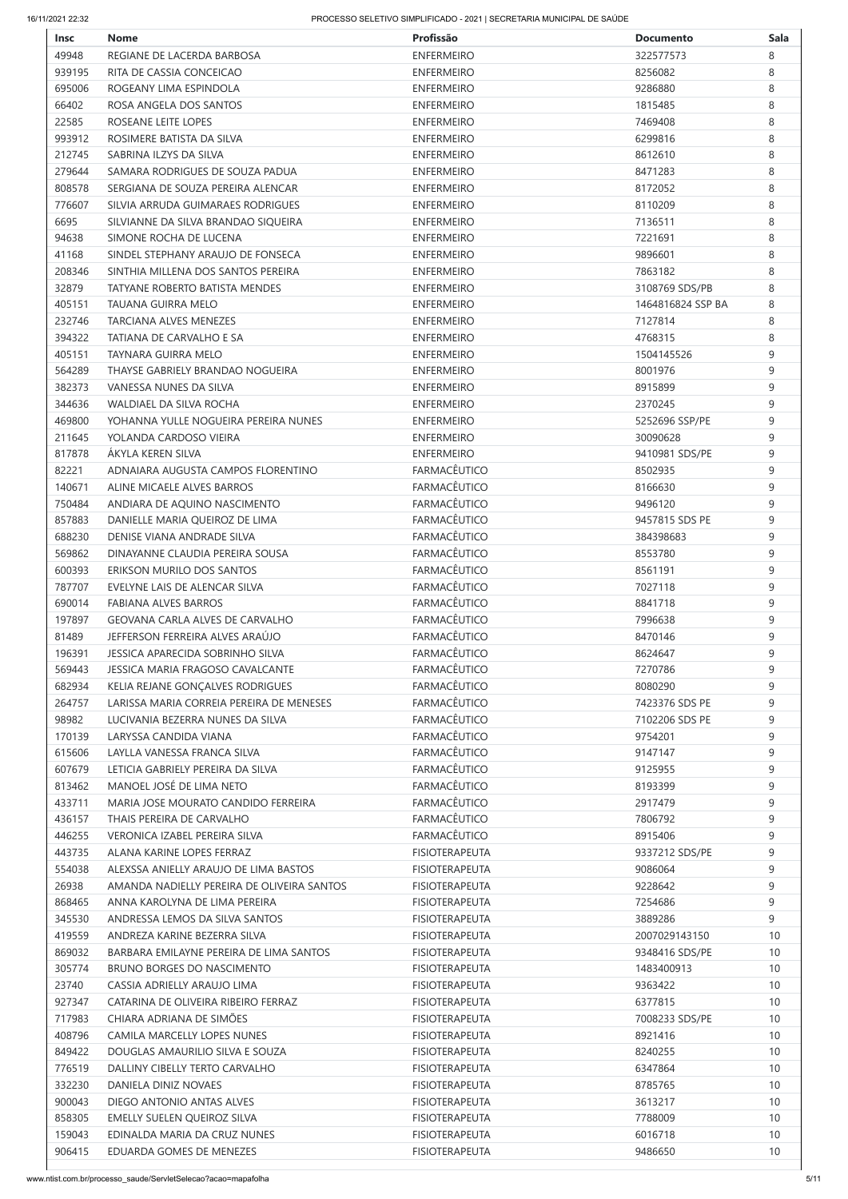| Insc | Nome | Profissão | Documento | Sala |
|---|---|---|---|---|
| 49948 | REGIANE DE LACERDA BARBOSA | ENFERMEIRO | 322577573 | 8 |
| 939195 | RITA DE CASSIA CONCEICAO | ENFERMEIRO | 8256082 | 8 |
| 695006 | ROGEANY LIMA ESPINDOLA | ENFERMEIRO | 9286880 | 8 |
| 66402 | ROSA ANGELA DOS SANTOS | ENFERMEIRO | 1815485 | 8 |
| 22585 | ROSEANE LEITE LOPES | ENFERMEIRO | 7469408 | 8 |
| 993912 | ROSIMERE BATISTA DA SILVA | ENFERMEIRO | 6299816 | 8 |
| 212745 | SABRINA ILZYS DA SILVA | ENFERMEIRO | 8612610 | 8 |
| 279644 | SAMARA RODRIGUES DE SOUZA PADUA | ENFERMEIRO | 8471283 | 8 |
| 808578 | SERGIANA DE SOUZA PEREIRA ALENCAR | ENFERMEIRO | 8172052 | 8 |
| 776607 | SILVIA ARRUDA GUIMARAES RODRIGUES | ENFERMEIRO | 8110209 | 8 |
| 6695 | SILVIANNE DA SILVA BRANDAO SIQUEIRA | ENFERMEIRO | 7136511 | 8 |
| 94638 | SIMONE ROCHA DE LUCENA | ENFERMEIRO | 7221691 | 8 |
| 41168 | SINDEL STEPHANY ARAUJO DE FONSECA | ENFERMEIRO | 9896601 | 8 |
| 208346 | SINTHIA MILLENA DOS SANTOS PEREIRA | ENFERMEIRO | 7863182 | 8 |
| 32879 | TATYANE ROBERTO BATISTA MENDES | ENFERMEIRO | 3108769 SDS/PB | 8 |
| 405151 | TAUANA GUIRRA MELO | ENFERMEIRO | 1464816824 SSP BA | 8 |
| 232746 | TARCIANA ALVES MENEZES | ENFERMEIRO | 7127814 | 8 |
| 394322 | TATIANA DE CARVALHO E SA | ENFERMEIRO | 4768315 | 8 |
| 405151 | TAYNARA GUIRRA MELO | ENFERMEIRO | 1504145526 | 9 |
| 564289 | THAYSE GABRIELY BRANDAO NOGUEIRA | ENFERMEIRO | 8001976 | 9 |
| 382373 | VANESSA NUNES DA SILVA | ENFERMEIRO | 8915899 | 9 |
| 344636 | WALDIAEL DA SILVA ROCHA | ENFERMEIRO | 2370245 | 9 |
| 469800 | YOHANNA YULLE NOGUEIRA PEREIRA NUNES | ENFERMEIRO | 5252696 SSP/PE | 9 |
| 211645 | YOLANDA CARDOSO VIEIRA | ENFERMEIRO | 30090628 | 9 |
| 817878 | ÁKYLA KEREN SILVA | ENFERMEIRO | 9410981 SDS/PE | 9 |
| 82221 | ADNAIARA AUGUSTA CAMPOS FLORENTINO | FARMACÊUTICO | 8502935 | 9 |
| 140671 | ALINE MICAELE ALVES BARROS | FARMACÊUTICO | 8166630 | 9 |
| 750484 | ANDIARA DE AQUINO NASCIMENTO | FARMACÊUTICO | 9496120 | 9 |
| 857883 | DANIELLE MARIA QUEIROZ DE LIMA | FARMACÊUTICO | 9457815 SDS PE | 9 |
| 688230 | DENISE VIANA ANDRADE SILVA | FARMACÊUTICO | 384398683 | 9 |
| 569862 | DINAYANNE CLAUDIA PEREIRA SOUSA | FARMACÊUTICO | 8553780 | 9 |
| 600393 | ERIKSON MURILO DOS SANTOS | FARMACÊUTICO | 8561191 | 9 |
| 787707 | EVELYNE LAIS DE ALENCAR SILVA | FARMACÊUTICO | 7027118 | 9 |
| 690014 | FABIANA ALVES BARROS | FARMACÊUTICO | 8841718 | 9 |
| 197897 | GEOVANA CARLA ALVES DE CARVALHO | FARMACÊUTICO | 7996638 | 9 |
| 81489 | JEFFERSON FERREIRA ALVES ARAÚJO | FARMACÊUTICO | 8470146 | 9 |
| 196391 | JESSICA APARECIDA SOBRINHO SILVA | FARMACÊUTICO | 8624647 | 9 |
| 569443 | JESSICA MARIA FRAGOSO CAVALCANTE | FARMACÊUTICO | 7270786 | 9 |
| 682934 | KELIA REJANE GONÇALVES RODRIGUES | FARMACÊUTICO | 8080290 | 9 |
| 264757 | LARISSA MARIA CORREIA PEREIRA DE MENESES | FARMACÊUTICO | 7423376 SDS PE | 9 |
| 98982 | LUCIVANIA BEZERRA NUNES DA SILVA | FARMACÊUTICO | 7102206 SDS PE | 9 |
| 170139 | LARYSSA CANDIDA VIANA | FARMACÊUTICO | 9754201 | 9 |
| 615606 | LAYLLA VANESSA FRANCA SILVA | FARMACÊUTICO | 9147147 | 9 |
| 607679 | LETICIA GABRIELY PEREIRA DA SILVA | FARMACÊUTICO | 9125955 | 9 |
| 813462 | MANOEL JOSÉ DE LIMA NETO | FARMACÊUTICO | 8193399 | 9 |
| 433711 | MARIA JOSE MOURATO CANDIDO FERREIRA | FARMACÊUTICO | 2917479 | 9 |
| 436157 | THAIS PEREIRA DE CARVALHO | FARMACÊUTICO | 7806792 | 9 |
| 446255 | VERONICA IZABEL PEREIRA SILVA | FARMACÊUTICO | 8915406 | 9 |
| 443735 | ALANA KARINE LOPES FERRAZ | FISIOTERAPEUTA | 9337212 SDS/PE | 9 |
| 554038 | ALEXSSA ANIELLY ARAUJO DE LIMA BASTOS | FISIOTERAPEUTA | 9086064 | 9 |
| 26938 | AMANDA NADIELLY PEREIRA DE OLIVEIRA SANTOS | FISIOTERAPEUTA | 9228642 | 9 |
| 868465 | ANNA KAROLYNA DE LIMA PEREIRA | FISIOTERAPEUTA | 7254686 | 9 |
| 345530 | ANDRESSA LEMOS DA SILVA SANTOS | FISIOTERAPEUTA | 3889286 | 9 |
| 419559 | ANDREZA KARINE BEZERRA SILVA | FISIOTERAPEUTA | 2007029143150 | 10 |
| 869032 | BARBARA EMILAYNE PEREIRA DE LIMA SANTOS | FISIOTERAPEUTA | 9348416 SDS/PE | 10 |
| 305774 | BRUNO BORGES DO NASCIMENTO | FISIOTERAPEUTA | 1483400913 | 10 |
| 23740 | CASSIA ADRIELLY ARAUJO LIMA | FISIOTERAPEUTA | 9363422 | 10 |
| 927347 | CATARINA DE OLIVEIRA RIBEIRO FERRAZ | FISIOTERAPEUTA | 6377815 | 10 |
| 717983 | CHIARA ADRIANA DE SIMÕES | FISIOTERAPEUTA | 7008233 SDS/PE | 10 |
| 408796 | CAMILA MARCELLY LOPES NUNES | FISIOTERAPEUTA | 8921416 | 10 |
| 849422 | DOUGLAS AMAURILIO SILVA E SOUZA | FISIOTERAPEUTA | 8240255 | 10 |
| 776519 | DALLINY CIBELLY TERTO CARVALHO | FISIOTERAPEUTA | 6347864 | 10 |
| 332230 | DANIELA DINIZ NOVAES | FISIOTERAPEUTA | 8785765 | 10 |
| 900043 | DIEGO ANTONIO ANTAS ALVES | FISIOTERAPEUTA | 3613217 | 10 |
| 858305 | EMELLY SUELEN QUEIROZ SILVA | FISIOTERAPEUTA | 7788009 | 10 |
| 159043 | EDINALDA MARIA DA CRUZ NUNES | FISIOTERAPEUTA | 6016718 | 10 |
| 906415 | EDUARDA GOMES DE MENEZES | FISIOTERAPEUTA | 9486650 | 10 |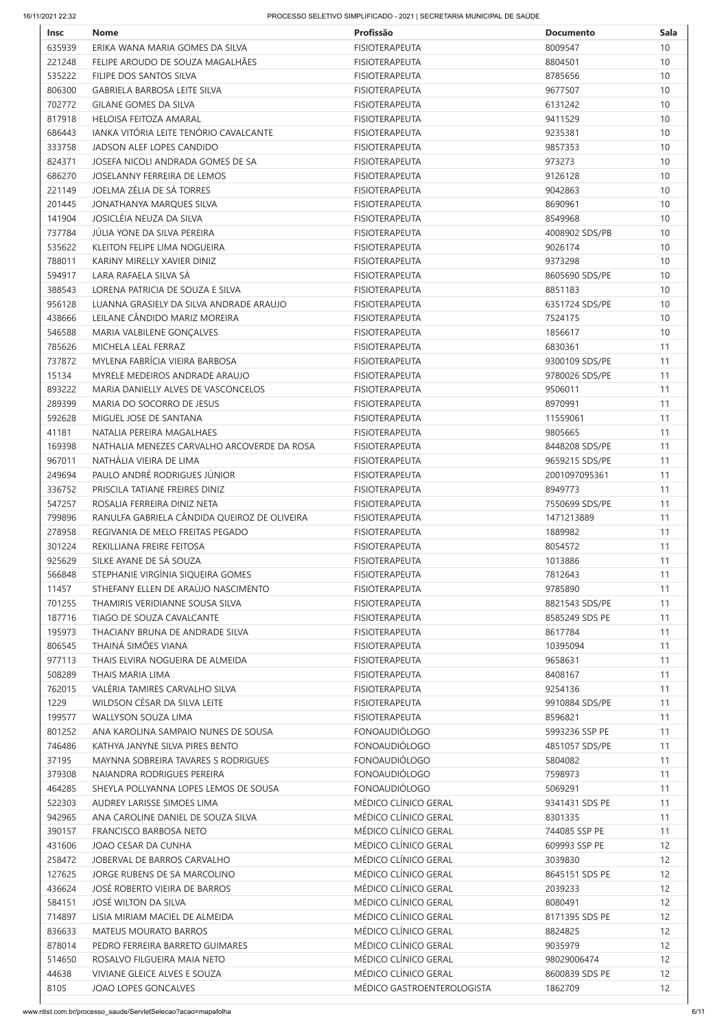| Insc | Nome | Profissão | Documento | Sala |
|---|---|---|---|---|
| 635939 | ERIKA WANA MARIA GOMES DA SILVA | FISIOTERAPEUTA | 8009547 | 10 |
| 221248 | FELIPE AROUDO DE SOUZA MAGALHÃES | FISIOTERAPEUTA | 8804501 | 10 |
| 535222 | FILIPE DOS SANTOS SILVA | FISIOTERAPEUTA | 8785656 | 10 |
| 806300 | GABRIELA BARBOSA LEITE SILVA | FISIOTERAPEUTA | 9677507 | 10 |
| 702772 | GILANE GOMES DA SILVA | FISIOTERAPEUTA | 6131242 | 10 |
| 817918 | HELOISA FEITOZA AMARAL | FISIOTERAPEUTA | 9411529 | 10 |
| 686443 | IANKA VITÓRIA LEITE TENÓRIO CAVALCANTE | FISIOTERAPEUTA | 9235381 | 10 |
| 333758 | JADSON ALEF LOPES CANDIDO | FISIOTERAPEUTA | 9857353 | 10 |
| 824371 | JOSEFA NICOLI ANDRADA GOMES DE SA | FISIOTERAPEUTA | 973273 | 10 |
| 686270 | JOSELANNY FERREIRA DE LEMOS | FISIOTERAPEUTA | 9126128 | 10 |
| 221149 | JOELMA ZÉLIA DE SÁ TORRES | FISIOTERAPEUTA | 9042863 | 10 |
| 201445 | JONATHANYA MARQUES SILVA | FISIOTERAPEUTA | 8690961 | 10 |
| 141904 | JOSICLÉIA NEUZA DA SILVA | FISIOTERAPEUTA | 8549968 | 10 |
| 737784 | JÚLIA YONE DA SILVA PEREIRA | FISIOTERAPEUTA | 4008902 SDS/PB | 10 |
| 535622 | KLEITON FELIPE LIMA NOGUEIRA | FISIOTERAPEUTA | 9026174 | 10 |
| 788011 | KARINY MIRELLY XAVIER DINIZ | FISIOTERAPEUTA | 9373298 | 10 |
| 594917 | LARA RAFAELA SILVA SÁ | FISIOTERAPEUTA | 8605690 SDS/PE | 10 |
| 388543 | LORENA PATRICIA DE SOUZA E SILVA | FISIOTERAPEUTA | 8851183 | 10 |
| 956128 | LUANNA GRASIELY DA SILVA ANDRADE ARAUJO | FISIOTERAPEUTA | 6351724 SDS/PE | 10 |
| 438666 | LEILANE CÂNDIDO MARIZ MOREIRA | FISIOTERAPEUTA | 7524175 | 10 |
| 546588 | MARIA VALBILENE GONÇALVES | FISIOTERAPEUTA | 1856617 | 10 |
| 785626 | MICHELA LEAL FERRAZ | FISIOTERAPEUTA | 6830361 | 11 |
| 737872 | MYLENA FABRÍCIA VIEIRA BARBOSA | FISIOTERAPEUTA | 9300109 SDS/PE | 11 |
| 15134 | MYRELE MEDEIROS ANDRADE ARAUJO | FISIOTERAPEUTA | 9780026 SDS/PE | 11 |
| 893222 | MARIA DANIELLY ALVES DE VASCONCELOS | FISIOTERAPEUTA | 9506011 | 11 |
| 289399 | MARIA DO SOCORRO DE JESUS | FISIOTERAPEUTA | 8970991 | 11 |
| 592628 | MIGUEL JOSE DE SANTANA | FISIOTERAPEUTA | 11559061 | 11 |
| 41181 | NATALIA PEREIRA MAGALHAES | FISIOTERAPEUTA | 9805665 | 11 |
| 169398 | NATHALIA MENEZES CARVALHO ARCOVERDE DA ROSA | FISIOTERAPEUTA | 8448208 SDS/PE | 11 |
| 967011 | NATHÁLIA VIEIRA DE LIMA | FISIOTERAPEUTA | 9659215 SDS/PE | 11 |
| 249694 | PAULO ANDRÉ RODRIGUES JÚNIOR | FISIOTERAPEUTA | 2001097095361 | 11 |
| 336752 | PRISCILA TATIANE FREIRES DINIZ | FISIOTERAPEUTA | 8949773 | 11 |
| 547257 | ROSALIA FERREIRA DINIZ NETA | FISIOTERAPEUTA | 7550699 SDS/PE | 11 |
| 799896 | RANULFA GABRIELA CÂNDIDA QUEIROZ DE OLIVEIRA | FISIOTERAPEUTA | 1471213889 | 11 |
| 278958 | REGIVANIA DE MELO FREITAS PEGADO | FISIOTERAPEUTA | 1889982 | 11 |
| 301224 | REKILLIANA FREIRE FEITOSA | FISIOTERAPEUTA | 8054572 | 11 |
| 925629 | SILKE AYANE DE SÁ SOUZA | FISIOTERAPEUTA | 1013886 | 11 |
| 566848 | STEPHANIE VIRGÍNIA SIQUEIRA GOMES | FISIOTERAPEUTA | 7812643 | 11 |
| 11457 | STHEFANY ELLEN DE ARAÚJO NASCIMENTO | FISIOTERAPEUTA | 9785890 | 11 |
| 701255 | THAMIRIS VERIDIANNE SOUSA SILVA | FISIOTERAPEUTA | 8821543 SDS/PE | 11 |
| 187716 | TIAGO DE SOUZA CAVALCANTE | FISIOTERAPEUTA | 8585249 SDS PE | 11 |
| 195973 | THACIANY BRUNA DE ANDRADE SILVA | FISIOTERAPEUTA | 8617784 | 11 |
| 806545 | THAINÁ SIMÕES VIANA | FISIOTERAPEUTA | 10395094 | 11 |
| 977113 | THAIS ELVIRA NOGUEIRA DE ALMEIDA | FISIOTERAPEUTA | 9658631 | 11 |
| 508289 | THAIS MARIA LIMA | FISIOTERAPEUTA | 8408167 | 11 |
| 762015 | VALÉRIA TAMIRES CARVALHO SILVA | FISIOTERAPEUTA | 9254136 | 11 |
| 1229 | WILDSON CÉSAR DA SILVA LEITE | FISIOTERAPEUTA | 9910884 SDS/PE | 11 |
| 199577 | WALLYSON SOUZA LIMA | FISIOTERAPEUTA | 8596821 | 11 |
| 801252 | ANA KAROLINA SAMPAIO NUNES DE SOUSA | FONOAUDIÓLOGO | 5993236 SSP PE | 11 |
| 746486 | KATHYA JANYNE SILVA PIRES BENTO | FONOAUDIÓLOGO | 4851057 SDS/PE | 11 |
| 37195 | MAYNNA SOBREIRA TAVARES S RODRIGUES | FONOAUDIÓLOGO | 5804082 | 11 |
| 379308 | NAIANDRA RODRIGUES PEREIRA | FONOAUDIÓLOGO | 7598973 | 11 |
| 464285 | SHEYLA POLLYANNA LOPES LEMOS DE SOUSA | FONOAUDIÓLOGO | 5069291 | 11 |
| 522303 | AUDREY LARISSE SIMOES LIMA | MÉDICO CLÍNICO GERAL | 9341431 SDS PE | 11 |
| 942965 | ANA CAROLINE DANIEL DE SOUZA SILVA | MÉDICO CLÍNICO GERAL | 8301335 | 11 |
| 390157 | FRANCISCO BARBOSA NETO | MÉDICO CLÍNICO GERAL | 744085 SSP PE | 11 |
| 431606 | JOAO CESAR DA CUNHA | MÉDICO CLÍNICO GERAL | 609993 SSP PE | 12 |
| 258472 | JOBERVAL DE BARROS CARVALHO | MÉDICO CLÍNICO GERAL | 3039830 | 12 |
| 127625 | JORGE RUBENS DE SA MARCOLINO | MÉDICO CLÍNICO GERAL | 8645151 SDS PE | 12 |
| 436624 | JOSÉ ROBERTO VIEIRA DE BARROS | MÉDICO CLÍNICO GERAL | 2039233 | 12 |
| 584151 | JOSÉ WILTON DA SILVA | MÉDICO CLÍNICO GERAL | 8080491 | 12 |
| 714897 | LISIA MIRIAM MACIEL DE ALMEIDA | MÉDICO CLÍNICO GERAL | 8171395 SDS PE | 12 |
| 836633 | MATEUS MOURATO BARROS | MÉDICO CLÍNICO GERAL | 8824825 | 12 |
| 878014 | PEDRO FERREIRA BARRETO GUIMARES | MÉDICO CLÍNICO GERAL | 9035979 | 12 |
| 514650 | ROSALVO FILGUEIRA MAIA NETO | MÉDICO CLÍNICO GERAL | 98029006474 | 12 |
| 44638 | VIVIANE GLEICE ALVES E SOUZA | MÉDICO CLÍNICO GERAL | 8600839 SDS PE | 12 |
| 8105 | JOAO LOPES GONCALVES | MÉDICO GASTROENTEROLOGISTA | 1862709 | 12 |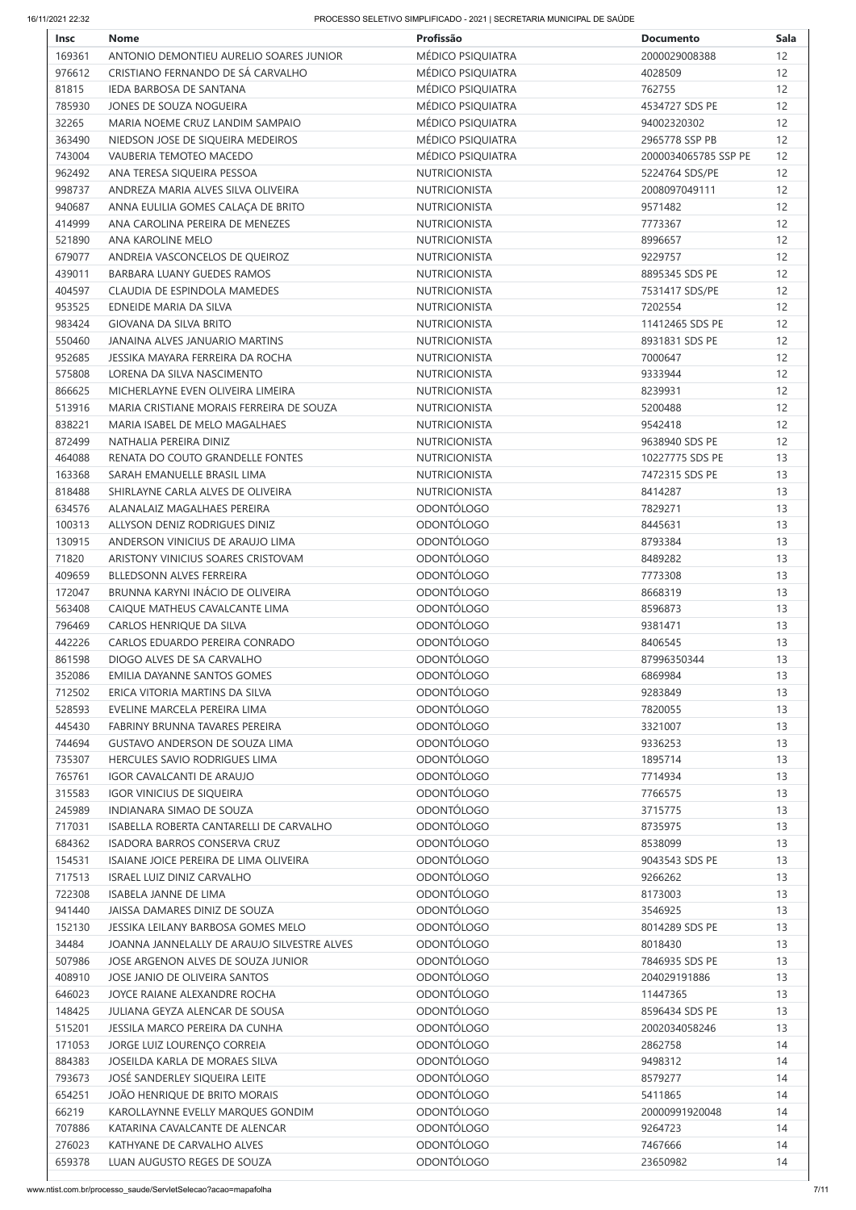| Insc | Nome | Profissão | Documento | Sala |
|---|---|---|---|---|
| 169361 | ANTONIO DEMONTIEU AURELIO SOARES JUNIOR | MÉDICO PSIQUIATRA | 2000029008388 | 12 |
| 976612 | CRISTIANO FERNANDO DE SÁ CARVALHO | MÉDICO PSIQUIATRA | 4028509 | 12 |
| 81815 | IEDA BARBOSA DE SANTANA | MÉDICO PSIQUIATRA | 762755 | 12 |
| 785930 | JONES DE SOUZA NOGUEIRA | MÉDICO PSIQUIATRA | 4534727 SDS PE | 12 |
| 32265 | MARIA NOEME CRUZ LANDIM SAMPAIO | MÉDICO PSIQUIATRA | 94002320302 | 12 |
| 363490 | NIEDSON JOSE DE SIQUEIRA MEDEIROS | MÉDICO PSIQUIATRA | 2965778 SSP PB | 12 |
| 743004 | VAUBERIA TEMOTEO MACEDO | MÉDICO PSIQUIATRA | 2000034065785 SSP PE | 12 |
| 962492 | ANA TERESA SIQUEIRA PESSOA | NUTRICIONISTA | 5224764 SDS/PE | 12 |
| 998737 | ANDREZA MARIA ALVES SILVA OLIVEIRA | NUTRICIONISTA | 2008097049111 | 12 |
| 940687 | ANNA EULILIA GOMES CALAÇA DE BRITO | NUTRICIONISTA | 9571482 | 12 |
| 414999 | ANA CAROLINA PEREIRA DE MENEZES | NUTRICIONISTA | 7773367 | 12 |
| 521890 | ANA KAROLINE MELO | NUTRICIONISTA | 8996657 | 12 |
| 679077 | ANDREIA VASCONCELOS DE QUEIROZ | NUTRICIONISTA | 9229757 | 12 |
| 439011 | BARBARA LUANY GUEDES RAMOS | NUTRICIONISTA | 8895345 SDS PE | 12 |
| 404597 | CLAUDIA DE ESPINDOLA MAMEDES | NUTRICIONISTA | 7531417 SDS/PE | 12 |
| 953525 | EDNEIDE MARIA DA SILVA | NUTRICIONISTA | 7202554 | 12 |
| 983424 | GIOVANA DA SILVA BRITO | NUTRICIONISTA | 11412465 SDS PE | 12 |
| 550460 | JANAINA ALVES JANUARIO MARTINS | NUTRICIONISTA | 8931831 SDS PE | 12 |
| 952685 | JESSIKA MAYARA FERREIRA DA ROCHA | NUTRICIONISTA | 7000647 | 12 |
| 575808 | LORENA DA SILVA NASCIMENTO | NUTRICIONISTA | 9333944 | 12 |
| 866625 | MICHERLAYNE EVEN OLIVEIRA LIMEIRA | NUTRICIONISTA | 8239931 | 12 |
| 513916 | MARIA CRISTIANE MORAIS FERREIRA DE SOUZA | NUTRICIONISTA | 5200488 | 12 |
| 838221 | MARIA ISABEL DE MELO MAGALHAES | NUTRICIONISTA | 9542418 | 12 |
| 872499 | NATHALIA PEREIRA DINIZ | NUTRICIONISTA | 9638940 SDS PE | 12 |
| 464088 | RENATA DO COUTO GRANDELLE FONTES | NUTRICIONISTA | 10227775 SDS PE | 13 |
| 163368 | SARAH EMANUELLE BRASIL LIMA | NUTRICIONISTA | 7472315 SDS PE | 13 |
| 818488 | SHIRLAYNE CARLA ALVES DE OLIVEIRA | NUTRICIONISTA | 8414287 | 13 |
| 634576 | ALANALAIZ MAGALHAES PEREIRA | ODONTÓLOGO | 7829271 | 13 |
| 100313 | ALLYSON DENIZ RODRIGUES DINIZ | ODONTÓLOGO | 8445631 | 13 |
| 130915 | ANDERSON VINICIUS DE ARAUJO LIMA | ODONTÓLOGO | 8793384 | 13 |
| 71820 | ARISTONY VINICIUS SOARES CRISTOVAM | ODONTÓLOGO | 8489282 | 13 |
| 409659 | BLLEDSONN ALVES FERREIRA | ODONTÓLOGO | 7773308 | 13 |
| 172047 | BRUNNA KARYNI INÁCIO DE OLIVEIRA | ODONTÓLOGO | 8668319 | 13 |
| 563408 | CAIQUE MATHEUS CAVALCANTE LIMA | ODONTÓLOGO | 8596873 | 13 |
| 796469 | CARLOS HENRIQUE DA SILVA | ODONTÓLOGO | 9381471 | 13 |
| 442226 | CARLOS EDUARDO PEREIRA CONRADO | ODONTÓLOGO | 8406545 | 13 |
| 861598 | DIOGO ALVES DE SA CARVALHO | ODONTÓLOGO | 87996350344 | 13 |
| 352086 | EMILIA DAYANNE SANTOS GOMES | ODONTÓLOGO | 6869984 | 13 |
| 712502 | ERICA VITORIA MARTINS DA SILVA | ODONTÓLOGO | 9283849 | 13 |
| 528593 | EVELINE MARCELA PEREIRA LIMA | ODONTÓLOGO | 7820055 | 13 |
| 445430 | FABRINY BRUNNA TAVARES PEREIRA | ODONTÓLOGO | 3321007 | 13 |
| 744694 | GUSTAVO ANDERSON DE SOUZA LIMA | ODONTÓLOGO | 9336253 | 13 |
| 735307 | HERCULES SAVIO RODRIGUES LIMA | ODONTÓLOGO | 1895714 | 13 |
| 765761 | IGOR CAVALCANTI DE ARAUJO | ODONTÓLOGO | 7714934 | 13 |
| 315583 | IGOR VINICIUS DE SIQUEIRA | ODONTÓLOGO | 7766575 | 13 |
| 245989 | INDIANARA SIMAO DE SOUZA | ODONTÓLOGO | 3715775 | 13 |
| 717031 | ISABELLA ROBERTA CANTARELLI DE CARVALHO | ODONTÓLOGO | 8735975 | 13 |
| 684362 | ISADORA BARROS CONSERVA CRUZ | ODONTÓLOGO | 8538099 | 13 |
| 154531 | ISAIANE JOICE PEREIRA DE LIMA OLIVEIRA | ODONTÓLOGO | 9043543 SDS PE | 13 |
| 717513 | ISRAEL LUIZ DINIZ CARVALHO | ODONTÓLOGO | 9266262 | 13 |
| 722308 | ISABELA JANNE DE LIMA | ODONTÓLOGO | 8173003 | 13 |
| 941440 | JAISSA DAMARES DINIZ DE SOUZA | ODONTÓLOGO | 3546925 | 13 |
| 152130 | JESSIKA LEILANY BARBOSA GOMES MELO | ODONTÓLOGO | 8014289 SDS PE | 13 |
| 34484 | JOANNA JANNELALLY DE ARAUJO SILVESTRE ALVES | ODONTÓLOGO | 8018430 | 13 |
| 507986 | JOSE ARGENON ALVES DE SOUZA JUNIOR | ODONTÓLOGO | 7846935 SDS PE | 13 |
| 408910 | JOSE JANIO DE OLIVEIRA SANTOS | ODONTÓLOGO | 204029191886 | 13 |
| 646023 | JOYCE RAIANE ALEXANDRE ROCHA | ODONTÓLOGO | 11447365 | 13 |
| 148425 | JULIANA GEYZA ALENCAR DE SOUSA | ODONTÓLOGO | 8596434 SDS PE | 13 |
| 515201 | JESSILA MARCO PEREIRA DA CUNHA | ODONTÓLOGO | 2002034058246 | 13 |
| 171053 | JORGE LUIZ LOURENÇO CORREIA | ODONTÓLOGO | 2862758 | 14 |
| 884383 | JOSEILDA KARLA DE MORAES SILVA | ODONTÓLOGO | 9498312 | 14 |
| 793673 | JOSÉ SANDERLEY SIQUEIRA LEITE | ODONTÓLOGO | 8579277 | 14 |
| 654251 | JOÃO HENRIQUE DE BRITO MORAIS | ODONTÓLOGO | 5411865 | 14 |
| 66219 | KAROLLAYNNE EVELLY MARQUES GONDIM | ODONTÓLOGO | 20000991920048 | 14 |
| 707886 | KATARINA CAVALCANTE DE ALENCAR | ODONTÓLOGO | 9264723 | 14 |
| 276023 | KATHYANE DE CARVALHO ALVES | ODONTÓLOGO | 7467666 | 14 |
| 659378 | LUAN AUGUSTO REGES DE SOUZA | ODONTÓLOGO | 23650982 | 14 |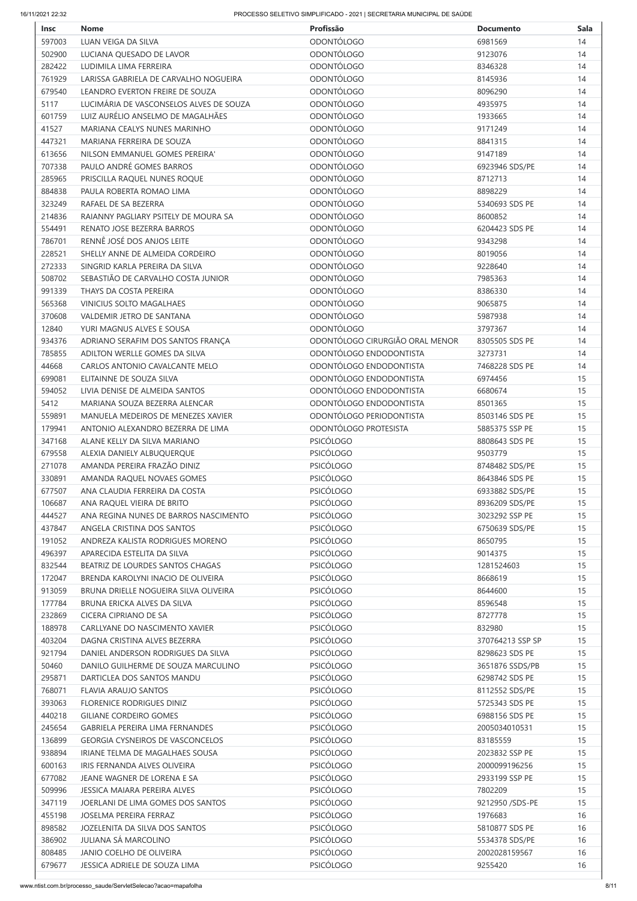| Insc | Nome | Profissão | Documento | Sala |
|---|---|---|---|---|
| 597003 | LUAN VEIGA DA SILVA | ODONTÓLOGO | 6981569 | 14 |
| 502900 | LUCIANA QUESADO DE LAVOR | ODONTÓLOGO | 9123076 | 14 |
| 282422 | LUDIMILA LIMA FERREIRA | ODONTÓLOGO | 8346328 | 14 |
| 761929 | LARISSA GABRIELA DE CARVALHO NOGUEIRA | ODONTÓLOGO | 8145936 | 14 |
| 679540 | LEANDRO EVERTON FREIRE DE SOUZA | ODONTÓLOGO | 8096290 | 14 |
| 5117 | LUCIMÁRIA DE VASCONSELOS ALVES DE SOUZA | ODONTÓLOGO | 4935975 | 14 |
| 601759 | LUIZ AURÉLIO ANSELMO DE MAGALHÃES | ODONTÓLOGO | 1933665 | 14 |
| 41527 | MARIANA CEALYS NUNES MARINHO | ODONTÓLOGO | 9171249 | 14 |
| 447321 | MARIANA FERREIRA DE SOUZA | ODONTÓLOGO | 8841315 | 14 |
| 613656 | NILSON EMMANUEL GOMES PEREIRA' | ODONTÓLOGO | 9147189 | 14 |
| 707338 | PAULO ANDRÉ GOMES BARROS | ODONTÓLOGO | 6923946 SDS/PE | 14 |
| 285965 | PRISCILLA RAQUEL NUNES ROQUE | ODONTÓLOGO | 8712713 | 14 |
| 884838 | PAULA ROBERTA ROMAO LIMA | ODONTÓLOGO | 8898229 | 14 |
| 323249 | RAFAEL DE SA BEZERRA | ODONTÓLOGO | 5340693 SDS PE | 14 |
| 214836 | RAIANNY PAGLIARY PSITELY DE MOURA SA | ODONTÓLOGO | 8600852 | 14 |
| 554491 | RENATO JOSE BEZERRA BARROS | ODONTÓLOGO | 6204423 SDS PE | 14 |
| 786701 | RENNÊ JOSÉ DOS ANJOS LEITE | ODONTÓLOGO | 9343298 | 14 |
| 228521 | SHELLY ANNE DE ALMEIDA CORDEIRO | ODONTÓLOGO | 8019056 | 14 |
| 272333 | SINGRID KARLA PEREIRA DA SILVA | ODONTÓLOGO | 9228640 | 14 |
| 508702 | SEBASTIÃO DE CARVALHO COSTA JUNIOR | ODONTÓLOGO | 7985363 | 14 |
| 991339 | THAYS DA COSTA PEREIRA | ODONTÓLOGO | 8386330 | 14 |
| 565368 | VINICIUS SOLTO MAGALHAES | ODONTÓLOGO | 9065875 | 14 |
| 370608 | VALDEMIR JETRO DE SANTANA | ODONTÓLOGO | 5987938 | 14 |
| 12840 | YURI MAGNUS ALVES E SOUSA | ODONTÓLOGO | 3797367 | 14 |
| 934376 | ADRIANO SERAFIM DOS SANTOS FRANÇA | ODONTÓLOGO CIRURGIÃO ORAL MENOR | 8305505 SDS PE | 14 |
| 785855 | ADILTON WERLLE GOMES DA SILVA | ODONTÓLOGO ENDODONTISTA | 3273731 | 14 |
| 44668 | CARLOS ANTONIO CAVALCANTE MELO | ODONTÓLOGO ENDODONTISTA | 7468228 SDS PE | 14 |
| 699081 | ELITAINNE DE SOUZA SILVA | ODONTÓLOGO ENDODONTISTA | 6974456 | 15 |
| 594052 | LIVIA DENISE DE ALMEIDA SANTOS | ODONTÓLOGO ENDODONTISTA | 6680674 | 15 |
| 5412 | MARIANA SOUZA BEZERRA ALENCAR | ODONTÓLOGO ENDODONTISTA | 8501365 | 15 |
| 559891 | MANUELA MEDEIROS DE MENEZES XAVIER | ODONTÓLOGO PERIODONTISTA | 8503146 SDS PE | 15 |
| 179941 | ANTONIO ALEXANDRO BEZERRA DE LIMA | ODONTÓLOGO PROTESISTA | 5885375 SSP PE | 15 |
| 347168 | ALANE KELLY DA SILVA MARIANO | PSICÓLOGO | 8808643 SDS PE | 15 |
| 679558 | ALEXIA DANIELY ALBUQUERQUE | PSICÓLOGO | 9503779 | 15 |
| 271078 | AMANDA PEREIRA FRAZÃO DINIZ | PSICÓLOGO | 8748482 SDS/PE | 15 |
| 330891 | AMANDA RAQUEL NOVAES GOMES | PSICÓLOGO | 8643846 SDS PE | 15 |
| 677507 | ANA CLAUDIA FERREIRA DA COSTA | PSICÓLOGO | 6933882 SDS/PE | 15 |
| 106687 | ANA RAQUEL VIEIRA DE BRITO | PSICÓLOGO | 8936209 SDS/PE | 15 |
| 444527 | ANA REGINA NUNES DE BARROS NASCIMENTO | PSICÓLOGO | 3023292 SSP PE | 15 |
| 437847 | ANGELA CRISTINA DOS SANTOS | PSICÓLOGO | 6750639 SDS/PE | 15 |
| 191052 | ANDREZA KALISTA RODRIGUES MORENO | PSICÓLOGO | 8650795 | 15 |
| 496397 | APARECIDA ESTELITA DA SILVA | PSICÓLOGO | 9014375 | 15 |
| 832544 | BEATRIZ DE LOURDES SANTOS CHAGAS | PSICÓLOGO | 1281524603 | 15 |
| 172047 | BRENDA KAROLYNI INACIO DE OLIVEIRA | PSICÓLOGO | 8668619 | 15 |
| 913059 | BRUNA DRIELLE NOGUEIRA SILVA OLIVEIRA | PSICÓLOGO | 8644600 | 15 |
| 177784 | BRUNA ERICKA ALVES DA SILVA | PSICÓLOGO | 8596548 | 15 |
| 232869 | CICERA CIPRIANO DE SA | PSICÓLOGO | 8727778 | 15 |
| 188978 | CARLLYANE DO NASCIMENTO XAVIER | PSICÓLOGO | 832980 | 15 |
| 403204 | DAGNA CRISTINA ALVES BEZERRA | PSICÓLOGO | 370764213 SSP SP | 15 |
| 921794 | DANIEL ANDERSON RODRIGUES DA SILVA | PSICÓLOGO | 8298623 SDS PE | 15 |
| 50460 | DANILO GUILHERME DE SOUZA MARCULINO | PSICÓLOGO | 3651876 SSDS/PB | 15 |
| 295871 | DARTICLEA DOS SANTOS MANDU | PSICÓLOGO | 6298742 SDS PE | 15 |
| 768071 | FLAVIA ARAUJO SANTOS | PSICÓLOGO | 8112552 SDS/PE | 15 |
| 393063 | FLORENICE RODRIGUES DINIZ | PSICÓLOGO | 5725343 SDS PE | 15 |
| 440218 | GILIANE CORDEIRO GOMES | PSICÓLOGO | 6988156 SDS PE | 15 |
| 245654 | GABRIELA PEREIRA LIMA FERNANDES | PSICÓLOGO | 2005034010531 | 15 |
| 136899 | GEORGIA CYSNEIROS DE VASCONCELOS | PSICÓLOGO | 83185559 | 15 |
| 938894 | IRIANE TELMA DE MAGALHAES SOUSA | PSICÓLOGO | 2023832 SSP PE | 15 |
| 600163 | IRIS FERNANDA ALVES OLIVEIRA | PSICÓLOGO | 2000099196256 | 15 |
| 677082 | JEANE WAGNER DE LORENA E SA | PSICÓLOGO | 2933199 SSP PE | 15 |
| 509996 | JESSICA MAIARA PEREIRA ALVES | PSICÓLOGO | 7802209 | 15 |
| 347119 | JOERLANI DE LIMA GOMES DOS SANTOS | PSICÓLOGO | 9212950 /SDS-PE | 15 |
| 455198 | JOSELMA PEREIRA FERRAZ | PSICÓLOGO | 1976683 | 16 |
| 898582 | JOZELENITA DA SILVA DOS SANTOS | PSICÓLOGO | 5810877 SDS PE | 16 |
| 386902 | JULIANA SÁ MARCOLINO | PSICÓLOGO | 5534378 SDS/PE | 16 |
| 808485 | JANIO COELHO DE OLIVEIRA | PSICÓLOGO | 2002028159567 | 16 |
| 679677 | JESSICA ADRIELE DE SOUZA LIMA | PSICÓLOGO | 9255420 | 16 |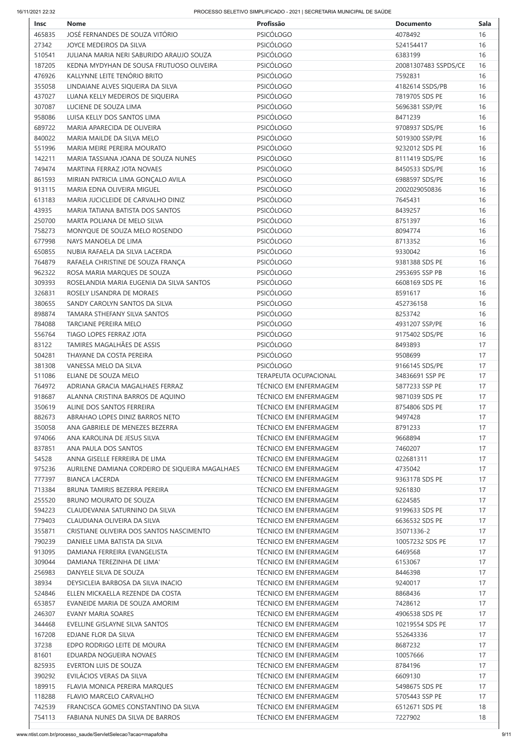| Insc | Nome | Profissão | Documento | Sala |
|---|---|---|---|---|
| 465835 | JOSÉ FERNANDES DE SOUZA VITÓRIO | PSICÓLOGO | 4078492 | 16 |
| 27342 | JOYCE MEDEIROS DA SILVA | PSICÓLOGO | 524154417 | 16 |
| 510541 | JULIANA MARIA NERI SABURIDO ARAUJO SOUZA | PSICÓLOGO | 6383199 | 16 |
| 187205 | KEDNA MYDYHAN DE SOUSA FRUTUOSO OLIVEIRA | PSICÓLOGO | 20081307483 SSPDS/CE | 16 |
| 476926 | KALLYNNE LEITE TENÓRIO BRITO | PSICÓLOGO | 7592831 | 16 |
| 355058 | LINDAIANE ALVES SIQUEIRA DA SILVA | PSICÓLOGO | 4182614 SSDS/PB | 16 |
| 437027 | LUANA KELLY MEDEIROS DE SIQUEIRA | PSICÓLOGO | 7819705 SDS PE | 16 |
| 307087 | LUCIENE DE SOUZA LIMA | PSICÓLOGO | 5696381 SSP/PE | 16 |
| 958086 | LUISA KELLY DOS SANTOS LIMA | PSICÓLOGO | 8471239 | 16 |
| 689722 | MARIA APARECIDA DE OLIVEIRA | PSICÓLOGO | 9708937 SDS/PE | 16 |
| 840022 | MARIA MAILDE DA SILVA MELO | PSICÓLOGO | 5019300 SSP/PE | 16 |
| 551996 | MARIA MEIRE PEREIRA MOURATO | PSICÓLOGO | 9232012 SDS PE | 16 |
| 142211 | MARIA TASSIANA JOANA DE SOUZA NUNES | PSICÓLOGO | 8111419 SDS/PE | 16 |
| 749474 | MARTINA FERRAZ JOTA NOVAES | PSICÓLOGO | 8450533 SDS/PE | 16 |
| 861593 | MIRIAN PATRICIA LIMA GONÇALO AVILA | PSICÓLOGO | 6988597 SDS/PE | 16 |
| 913115 | MARIA EDNA OLIVEIRA MIGUEL | PSICÓLOGO | 2002029050836 | 16 |
| 613183 | MARIA JUCICLEIDE DE CARVALHO DINIZ | PSICÓLOGO | 7645431 | 16 |
| 43935 | MARIA TATIANA BATISTA DOS SANTOS | PSICÓLOGO | 8439257 | 16 |
| 250700 | MARTA POLIANA DE MELO SILVA | PSICÓLOGO | 8751397 | 16 |
| 758273 | MONYQUE DE SOUZA MELO ROSENDO | PSICÓLOGO | 8094774 | 16 |
| 677998 | NAYS MANOELA DE LIMA | PSICÓLOGO | 8713352 | 16 |
| 650855 | NUBIA RAFAELA DA SILVA LACERDA | PSICÓLOGO | 9330042 | 16 |
| 764879 | RAFAELA CHRISTINE DE SOUZA FRANÇA | PSICÓLOGO | 9381388 SDS PE | 16 |
| 962322 | ROSA MARIA MARQUES DE SOUZA | PSICÓLOGO | 2953695 SSP PB | 16 |
| 309393 | ROSELANDIA MARIA EUGENIA DA SILVA SANTOS | PSICÓLOGO | 6608169 SDS PE | 16 |
| 326831 | ROSELY LISANDRA DE MORAES | PSICÓLOGO | 8591617 | 16 |
| 380655 | SANDY CAROLYN SANTOS DA SILVA | PSICÓLOGO | 452736158 | 16 |
| 898874 | TAMARA STHEFANY SILVA SANTOS | PSICÓLOGO | 8253742 | 16 |
| 784088 | TARCIANE PEREIRA MELO | PSICÓLOGO | 4931207 SSP/PE | 16 |
| 556764 | TIAGO LOPES FERRAZ JOTA | PSICÓLOGO | 9175402 SDS/PE | 16 |
| 83122 | TAMIRES MAGALHÃES DE ASSIS | PSICÓLOGO | 8493893 | 17 |
| 504281 | THAYANE DA COSTA PEREIRA | PSICÓLOGO | 9508699 | 17 |
| 381308 | VANESSA MELO DA SILVA | PSICÓLOGO | 9166145 SDS/PE | 17 |
| 511086 | ELIANE DE SOUZA MELO | TERAPEUTA OCUPACIONAL | 34836691 SSP PE | 17 |
| 764972 | ADRIANA GRACIA MAGALHAES FERRAZ | TÉCNICO EM ENFERMAGEM | 5877233 SSP PE | 17 |
| 918687 | ALANNA CRISTINA BARROS DE AQUINO | TÉCNICO EM ENFERMAGEM | 9871039 SDS PE | 17 |
| 350619 | ALINE DOS SANTOS FERREIRA | TÉCNICO EM ENFERMAGEM | 8754806 SDS PE | 17 |
| 882673 | ABRAHAO LOPES DINIZ BARROS NETO | TÉCNICO EM ENFERMAGEM | 9497428 | 17 |
| 350058 | ANA GABRIELE DE MENEZES BEZERRA | TÉCNICO EM ENFERMAGEM | 8791233 | 17 |
| 974066 | ANA KAROLINA DE JESUS SILVA | TÉCNICO EM ENFERMAGEM | 9668894 | 17 |
| 837851 | ANA PAULA DOS SANTOS | TÉCNICO EM ENFERMAGEM | 7460207 | 17 |
| 54528 | ANNA GISELLE FERREIRA DE LIMA | TÉCNICO EM ENFERMAGEM | 022681311 | 17 |
| 975236 | AURILENE DAMIANA CORDEIRO DE SIQUEIRA MAGALHAES | TÉCNICO EM ENFERMAGEM | 4735042 | 17 |
| 777397 | BIANCA LACERDA | TÉCNICO EM ENFERMAGEM | 9363178 SDS PE | 17 |
| 713384 | BRUNA TAMIRIS BEZERRA PEREIRA | TÉCNICO EM ENFERMAGEM | 9261830 | 17 |
| 255520 | BRUNO MOURATO DE SOUZA | TÉCNICO EM ENFERMAGEM | 6224585 | 17 |
| 594223 | CLAUDEVANIA SATURNINO DA SILVA | TÉCNICO EM ENFERMAGEM | 9199633 SDS PE | 17 |
| 779403 | CLAUDIANA OLIVEIRA DA SILVA | TÉCNICO EM ENFERMAGEM | 6636532 SDS PE | 17 |
| 355871 | CRISTIANE OLIVEIRA DOS SANTOS NASCIMENTO | TÉCNICO EM ENFERMAGEM | 35071336-2 | 17 |
| 790239 | DANIELE LIMA BATISTA DA SILVA | TÉCNICO EM ENFERMAGEM | 10057232 SDS PE | 17 |
| 913095 | DAMIANA FERREIRA EVANGELISTA | TÉCNICO EM ENFERMAGEM | 6469568 | 17 |
| 309044 | DAMIANA TEREZINHA DE LIMA' | TÉCNICO EM ENFERMAGEM | 6153067 | 17 |
| 256983 | DANYELE SILVA DE SOUZA | TÉCNICO EM ENFERMAGEM | 8446398 | 17 |
| 38934 | DEYSICLEIA BARBOSA DA SILVA INACIO | TÉCNICO EM ENFERMAGEM | 9240017 | 17 |
| 524846 | ELLEN MICKAELLA REZENDE DA COSTA | TÉCNICO EM ENFERMAGEM | 8868436 | 17 |
| 653857 | EVANEIDE MARIA DE SOUZA AMORIM | TÉCNICO EM ENFERMAGEM | 7428612 | 17 |
| 246307 | EVANY MARIA SOARES | TÉCNICO EM ENFERMAGEM | 4906538 SDS PE | 17 |
| 344468 | EVELLINE GISLAYNE SILVA SANTOS | TÉCNICO EM ENFERMAGEM | 10219554 SDS PE | 17 |
| 167208 | EDJANE FLOR DA SILVA | TÉCNICO EM ENFERMAGEM | 552643336 | 17 |
| 37238 | EDPO RODRIGO LEITE DE MOURA | TÉCNICO EM ENFERMAGEM | 8687232 | 17 |
| 81601 | EDUARDA NOGUEIRA NOVAES | TÉCNICO EM ENFERMAGEM | 10057666 | 17 |
| 825935 | EVERTON LUIS DE SOUZA | TÉCNICO EM ENFERMAGEM | 8784196 | 17 |
| 390292 | EVILÁCIOS VERAS DA SILVA | TÉCNICO EM ENFERMAGEM | 6609130 | 17 |
| 189915 | FLAVIA MONICA PEREIRA MARQUES | TÉCNICO EM ENFERMAGEM | 5498675 SDS PE | 17 |
| 118288 | FLAVIO MARCELO CARVALHO | TÉCNICO EM ENFERMAGEM | 5705443 SSP PE | 17 |
| 742539 | FRANCISCA GOMES CONSTANTINO DA SILVA | TÉCNICO EM ENFERMAGEM | 6512671 SDS PE | 18 |
| 754113 | FABIANA NUNES DA SILVA DE BARROS | TÉCNICO EM ENFERMAGEM | 7227902 | 18 |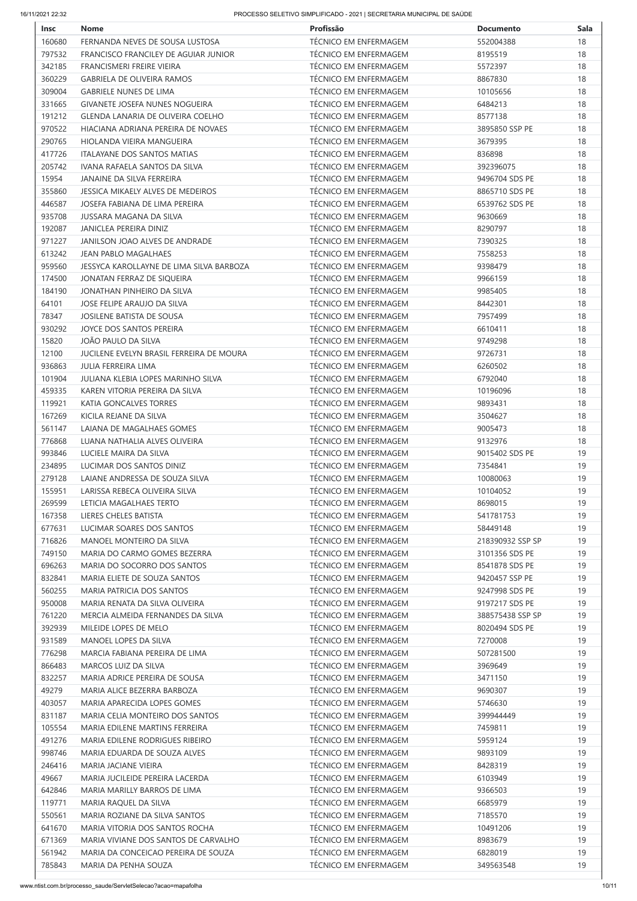| Insc | Nome | Profissão | Documento | Sala |
|---|---|---|---|---|
| 160680 | FERNANDA NEVES DE SOUSA LUSTOSA | TÉCNICO EM ENFERMAGEM | 552004388 | 18 |
| 797532 | FRANCISCO FRANCILEY DE AGUIAR JUNIOR | TÉCNICO EM ENFERMAGEM | 8195519 | 18 |
| 342185 | FRANCISMERI FREIRE VIEIRA | TÉCNICO EM ENFERMAGEM | 5572397 | 18 |
| 360229 | GABRIELA DE OLIVEIRA RAMOS | TÉCNICO EM ENFERMAGEM | 8867830 | 18 |
| 309004 | GABRIELE NUNES DE LIMA | TÉCNICO EM ENFERMAGEM | 10105656 | 18 |
| 331665 | GIVANETE JOSEFA NUNES NOGUEIRA | TÉCNICO EM ENFERMAGEM | 6484213 | 18 |
| 191212 | GLENDA LANARIA DE OLIVEIRA COELHO | TÉCNICO EM ENFERMAGEM | 8577138 | 18 |
| 970522 | HIACIANA ADRIANA PEREIRA DE NOVAES | TÉCNICO EM ENFERMAGEM | 3895850 SSP PE | 18 |
| 290765 | HIOLANDA VIEIRA MANGUEIRA | TÉCNICO EM ENFERMAGEM | 3679395 | 18 |
| 417726 | ITALAYANE DOS SANTOS MATIAS | TÉCNICO EM ENFERMAGEM | 836898 | 18 |
| 205742 | IVANA RAFAELA SANTOS DA SILVA | TÉCNICO EM ENFERMAGEM | 392396075 | 18 |
| 15954 | JANAINE DA SILVA FERREIRA | TÉCNICO EM ENFERMAGEM | 9496704 SDS PE | 18 |
| 355860 | JESSICA MIKAELY ALVES DE MEDEIROS | TÉCNICO EM ENFERMAGEM | 8865710 SDS PE | 18 |
| 446587 | JOSEFA FABIANA DE LIMA PEREIRA | TÉCNICO EM ENFERMAGEM | 6539762 SDS PE | 18 |
| 935708 | JUSSARA MAGANA DA SILVA | TÉCNICO EM ENFERMAGEM | 9630669 | 18 |
| 192087 | JANICLEA PEREIRA DINIZ | TÉCNICO EM ENFERMAGEM | 8290797 | 18 |
| 971227 | JANILSON JOAO ALVES DE ANDRADE | TÉCNICO EM ENFERMAGEM | 7390325 | 18 |
| 613242 | JEAN PABLO MAGALHAES | TÉCNICO EM ENFERMAGEM | 7558253 | 18 |
| 959560 | JESSYCA KAROLLAYNE DE LIMA SILVA BARBOZA | TÉCNICO EM ENFERMAGEM | 9398479 | 18 |
| 174500 | JONATAN FERRAZ DE SIQUEIRA | TÉCNICO EM ENFERMAGEM | 9966159 | 18 |
| 184190 | JONATHAN PINHEIRO DA SILVA | TÉCNICO EM ENFERMAGEM | 9985405 | 18 |
| 64101 | JOSE FELIPE ARAUJO DA SILVA | TÉCNICO EM ENFERMAGEM | 8442301 | 18 |
| 78347 | JOSILENE BATISTA DE SOUSA | TÉCNICO EM ENFERMAGEM | 7957499 | 18 |
| 930292 | JOYCE DOS SANTOS PEREIRA | TÉCNICO EM ENFERMAGEM | 6610411 | 18 |
| 15820 | JOÃO PAULO DA SILVA | TÉCNICO EM ENFERMAGEM | 9749298 | 18 |
| 12100 | JUCILENE EVELYN BRASIL FERREIRA DE MOURA | TÉCNICO EM ENFERMAGEM | 9726731 | 18 |
| 936863 | JULIA FERREIRA LIMA | TÉCNICO EM ENFERMAGEM | 6260502 | 18 |
| 101904 | JULIANA KLEBIA LOPES MARINHO SILVA | TÉCNICO EM ENFERMAGEM | 6792040 | 18 |
| 459335 | KAREN VITORIA PEREIRA DA SILVA | TÉCNICO EM ENFERMAGEM | 10196096 | 18 |
| 119921 | KATIA GONCALVES TORRES | TÉCNICO EM ENFERMAGEM | 9893431 | 18 |
| 167269 | KICILA REJANE DA SILVA | TÉCNICO EM ENFERMAGEM | 3504627 | 18 |
| 561147 | LAIANA DE MAGALHAES GOMES | TÉCNICO EM ENFERMAGEM | 9005473 | 18 |
| 776868 | LUANA NATHALIA ALVES OLIVEIRA | TÉCNICO EM ENFERMAGEM | 9132976 | 18 |
| 993846 | LUCIELE MAIRA DA SILVA | TÉCNICO EM ENFERMAGEM | 9015402 SDS PE | 19 |
| 234895 | LUCIMAR DOS SANTOS DINIZ | TÉCNICO EM ENFERMAGEM | 7354841 | 19 |
| 279128 | LAIANE ANDRESSA DE SOUZA SILVA | TÉCNICO EM ENFERMAGEM | 10080063 | 19 |
| 155951 | LARISSA REBECA OLIVEIRA SILVA | TÉCNICO EM ENFERMAGEM | 10104052 | 19 |
| 269599 | LETICIA MAGALHAES TERTO | TÉCNICO EM ENFERMAGEM | 8698015 | 19 |
| 167358 | LIERES CHELES BATISTA | TÉCNICO EM ENFERMAGEM | 541781753 | 19 |
| 677631 | LUCIMAR SOARES DOS SANTOS | TÉCNICO EM ENFERMAGEM | 58449148 | 19 |
| 716826 | MANOEL MONTEIRO DA SILVA | TÉCNICO EM ENFERMAGEM | 218390932 SSP SP | 19 |
| 749150 | MARIA DO CARMO GOMES BEZERRA | TÉCNICO EM ENFERMAGEM | 3101356 SDS PE | 19 |
| 696263 | MARIA DO SOCORRO DOS SANTOS | TÉCNICO EM ENFERMAGEM | 8541878 SDS PE | 19 |
| 832841 | MARIA ELIETE DE SOUZA SANTOS | TÉCNICO EM ENFERMAGEM | 9420457 SSP PE | 19 |
| 560255 | MARIA PATRICIA DOS SANTOS | TÉCNICO EM ENFERMAGEM | 9247998 SDS PE | 19 |
| 950008 | MARIA RENATA DA SILVA OLIVEIRA | TÉCNICO EM ENFERMAGEM | 9197217 SDS PE | 19 |
| 761220 | MERCIA ALMEIDA FERNANDES DA SILVA | TÉCNICO EM ENFERMAGEM | 388575438 SSP SP | 19 |
| 392939 | MILEIDE LOPES DE MELO | TÉCNICO EM ENFERMAGEM | 8020494 SDS PE | 19 |
| 931589 | MANOEL LOPES DA SILVA | TÉCNICO EM ENFERMAGEM | 7270008 | 19 |
| 776298 | MARCIA FABIANA PEREIRA DE LIMA | TÉCNICO EM ENFERMAGEM | 507281500 | 19 |
| 866483 | MARCOS LUIZ DA SILVA | TÉCNICO EM ENFERMAGEM | 3969649 | 19 |
| 832257 | MARIA ADRICE PEREIRA DE SOUSA | TÉCNICO EM ENFERMAGEM | 3471150 | 19 |
| 49279 | MARIA ALICE BEZERRA BARBOZA | TÉCNICO EM ENFERMAGEM | 9690307 | 19 |
| 403057 | MARIA APARECIDA LOPES GOMES | TÉCNICO EM ENFERMAGEM | 5746630 | 19 |
| 831187 | MARIA CELIA MONTEIRO DOS SANTOS | TÉCNICO EM ENFERMAGEM | 399944449 | 19 |
| 105554 | MARIA EDILENE MARTINS FERREIRA | TÉCNICO EM ENFERMAGEM | 7459811 | 19 |
| 491276 | MARIA EDILENE RODRIGUES RIBEIRO | TÉCNICO EM ENFERMAGEM | 5959124 | 19 |
| 998746 | MARIA EDUARDA DE SOUZA ALVES | TÉCNICO EM ENFERMAGEM | 9893109 | 19 |
| 246416 | MARIA JACIANE VIEIRA | TÉCNICO EM ENFERMAGEM | 8428319 | 19 |
| 49667 | MARIA JUCILEIDE PEREIRA LACERDA | TÉCNICO EM ENFERMAGEM | 6103949 | 19 |
| 642846 | MARIA MARILLY BARROS DE LIMA | TÉCNICO EM ENFERMAGEM | 9366503 | 19 |
| 119771 | MARIA RAQUEL DA SILVA | TÉCNICO EM ENFERMAGEM | 6685979 | 19 |
| 550561 | MARIA ROZIANE DA SILVA SANTOS | TÉCNICO EM ENFERMAGEM | 7185570 | 19 |
| 641670 | MARIA VITORIA DOS SANTOS ROCHA | TÉCNICO EM ENFERMAGEM | 10491206 | 19 |
| 671369 | MARIA VIVIANE DOS SANTOS DE CARVALHO | TÉCNICO EM ENFERMAGEM | 8983679 | 19 |
| 561942 | MARIA DA CONCEICAO PEREIRA DE SOUZA | TÉCNICO EM ENFERMAGEM | 6828019 | 19 |
| 785843 | MARIA DA PENHA SOUZA | TÉCNICO EM ENFERMAGEM | 349563548 | 19 |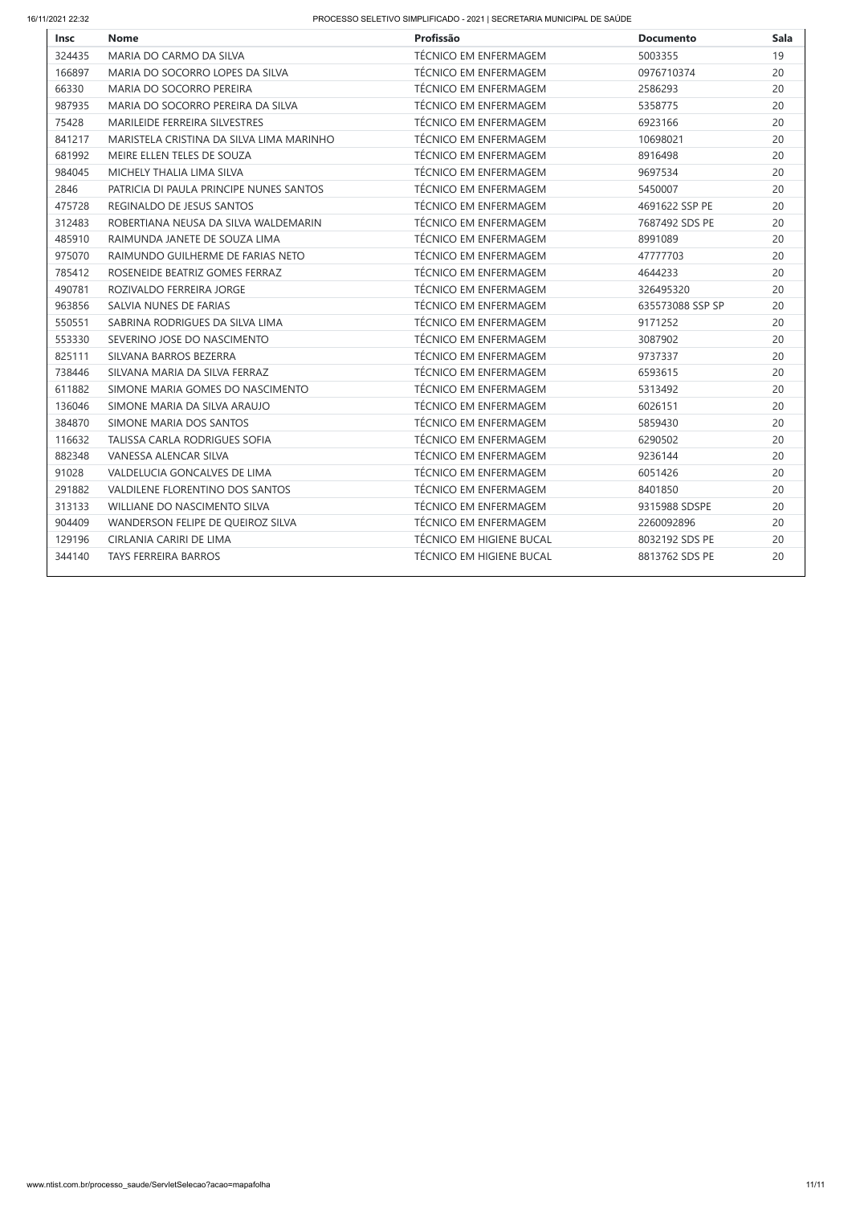| Insc | Nome | Profissão | Documento | Sala |
|---|---|---|---|---|
| 324435 | MARIA DO CARMO DA SILVA | TÉCNICO EM ENFERMAGEM | 5003355 | 19 |
| 166897 | MARIA DO SOCORRO LOPES DA SILVA | TÉCNICO EM ENFERMAGEM | 0976710374 | 20 |
| 66330 | MARIA DO SOCORRO PEREIRA | TÉCNICO EM ENFERMAGEM | 2586293 | 20 |
| 987935 | MARIA DO SOCORRO PEREIRA DA SILVA | TÉCNICO EM ENFERMAGEM | 5358775 | 20 |
| 75428 | MARILEIDE FERREIRA SILVESTRES | TÉCNICO EM ENFERMAGEM | 6923166 | 20 |
| 841217 | MARISTELA CRISTINA DA SILVA LIMA MARINHO | TÉCNICO EM ENFERMAGEM | 10698021 | 20 |
| 681992 | MEIRE ELLEN TELES DE SOUZA | TÉCNICO EM ENFERMAGEM | 8916498 | 20 |
| 984045 | MICHELY THALIA LIMA SILVA | TÉCNICO EM ENFERMAGEM | 9697534 | 20 |
| 2846 | PATRICIA DI PAULA PRINCIPE NUNES SANTOS | TÉCNICO EM ENFERMAGEM | 5450007 | 20 |
| 475728 | REGINALDO DE JESUS SANTOS | TÉCNICO EM ENFERMAGEM | 4691622 SSP PE | 20 |
| 312483 | ROBERTIANA NEUSA DA SILVA WALDEMARIN | TÉCNICO EM ENFERMAGEM | 7687492 SDS PE | 20 |
| 485910 | RAIMUNDA JANETE DE SOUZA LIMA | TÉCNICO EM ENFERMAGEM | 8991089 | 20 |
| 975070 | RAIMUNDO GUILHERME DE FARIAS NETO | TÉCNICO EM ENFERMAGEM | 47777703 | 20 |
| 785412 | ROSENEIDE BEATRIZ GOMES FERRAZ | TÉCNICO EM ENFERMAGEM | 4644233 | 20 |
| 490781 | ROZIVALDO FERREIRA JORGE | TÉCNICO EM ENFERMAGEM | 326495320 | 20 |
| 963856 | SALVIA NUNES DE FARIAS | TÉCNICO EM ENFERMAGEM | 635573088 SSP SP | 20 |
| 550551 | SABRINA RODRIGUES DA SILVA LIMA | TÉCNICO EM ENFERMAGEM | 9171252 | 20 |
| 553330 | SEVERINO JOSE DO NASCIMENTO | TÉCNICO EM ENFERMAGEM | 3087902 | 20 |
| 825111 | SILVANA BARROS BEZERRA | TÉCNICO EM ENFERMAGEM | 9737337 | 20 |
| 738446 | SILVANA MARIA DA SILVA FERRAZ | TÉCNICO EM ENFERMAGEM | 6593615 | 20 |
| 611882 | SIMONE MARIA GOMES DO NASCIMENTO | TÉCNICO EM ENFERMAGEM | 5313492 | 20 |
| 136046 | SIMONE MARIA DA SILVA ARAUJO | TÉCNICO EM ENFERMAGEM | 6026151 | 20 |
| 384870 | SIMONE MARIA DOS SANTOS | TÉCNICO EM ENFERMAGEM | 5859430 | 20 |
| 116632 | TALISSA CARLA RODRIGUES SOFIA | TÉCNICO EM ENFERMAGEM | 6290502 | 20 |
| 882348 | VANESSA ALENCAR SILVA | TÉCNICO EM ENFERMAGEM | 9236144 | 20 |
| 91028 | VALDELUCIA GONCALVES DE LIMA | TÉCNICO EM ENFERMAGEM | 6051426 | 20 |
| 291882 | VALDILENE FLORENTINO DOS SANTOS | TÉCNICO EM ENFERMAGEM | 8401850 | 20 |
| 313133 | WILLIANE DO NASCIMENTO SILVA | TÉCNICO EM ENFERMAGEM | 9315988 SDSPE | 20 |
| 904409 | WANDERSON FELIPE DE QUEIROZ SILVA | TÉCNICO EM ENFERMAGEM | 2260092896 | 20 |
| 129196 | CIRLANIA CARIRI DE LIMA | TÉCNICO EM HIGIENE BUCAL | 8032192 SDS PE | 20 |
| 344140 | TAYS FERREIRA BARROS | TÉCNICO EM HIGIENE BUCAL | 8813762 SDS PE | 20 |